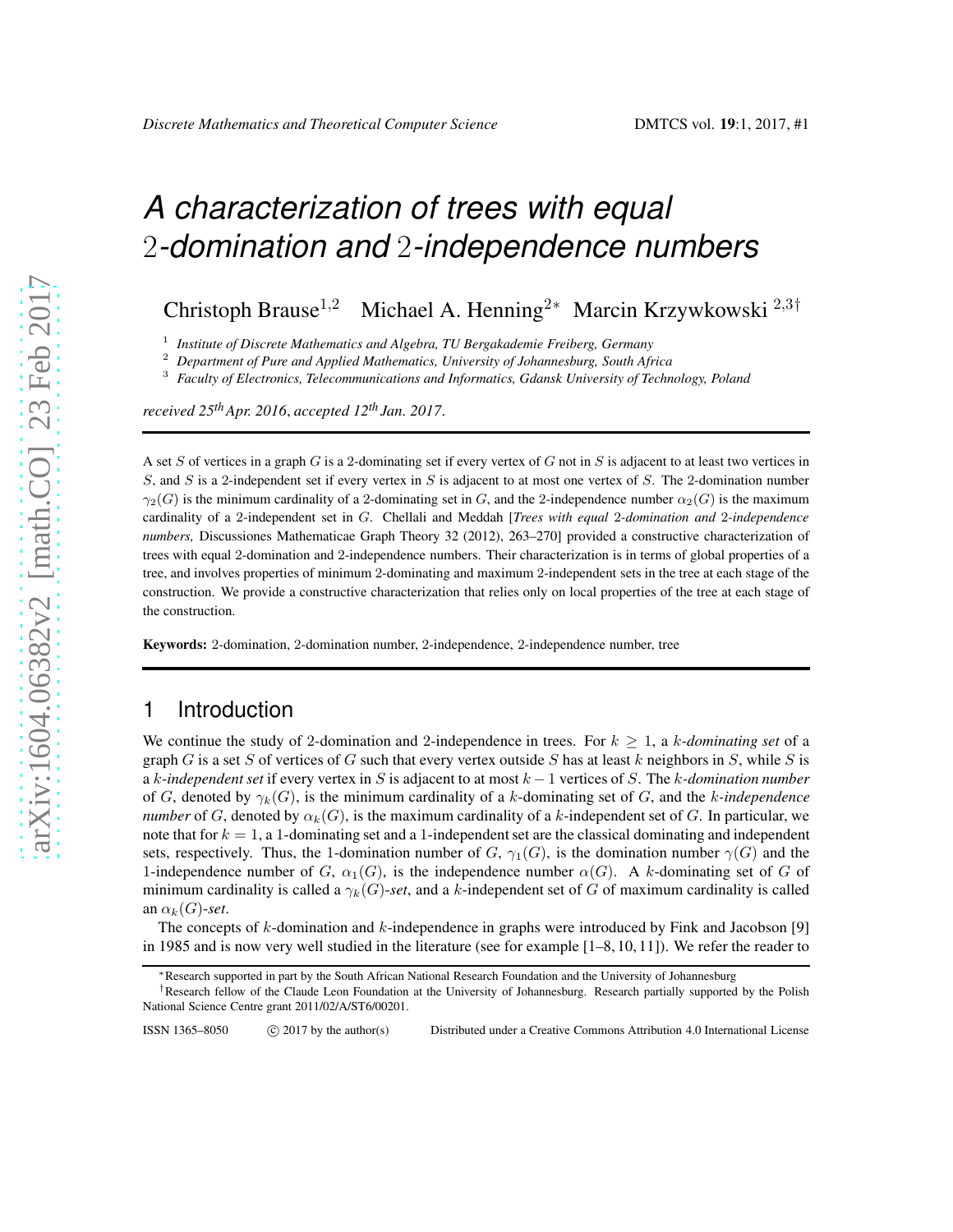# A characterization of trees with equal 2-domination and 2-independence numbers

Christoph Brause[1,2] Michael A. Henning[2*] Marcin Krzywkowski[2,3†]

[1] *Institute of Discrete Mathematics and Algebra, TU Bergakademie Freiberg, Germany*
[2] *Department of Pure and Applied Mathematics, University of Johannesburg, South Africa*
[3] *Faculty of Electronics, Telecommunications and Informatics, Gdansk University of Technology, Poland*

*received 25th Apr. 2016, accepted 12th Jan. 2017.*

A set $S$ of vertices in a graph $G$ is a 2-dominating set if every vertex of $G$ not in $S$ is adjacent to at least two vertices in $S$, and $S$ is a 2-independent set if every vertex in $S$ is adjacent to at most one vertex of $S$. The 2-domination number $\gamma_2(G)$ is the minimum cardinality of a 2-dominating set in $G$, and the 2-independence number $\alpha_2(G)$ is the maximum cardinality of a 2-independent set in $G$. Chellali and Meddah [*Trees with equal 2-domination and 2-independence numbers,* Discussiones Mathematicae Graph Theory 32 (2012), 263–270] provided a constructive characterization of trees with equal 2-domination and 2-independence numbers. Their characterization is in terms of global properties of a tree, and involves properties of minimum 2-dominating and maximum 2-independent sets in the tree at each stage of the construction. We provide a constructive characterization that relies only on local properties of the tree at each stage of the construction.

**Keywords:** 2-domination, 2-domination number, 2-independence, 2-independence number, tree

## 1 Introduction

We continue the study of 2-domination and 2-independence in trees. For $k \geq 1$, a *$k$-dominating set* of a graph $G$ is a set $S$ of vertices of $G$ such that every vertex outside $S$ has at least $k$ neighbors in $S$, while $S$ is a *$k$-independent set* if every vertex in $S$ is adjacent to at most $k-1$ vertices of $S$. The *$k$-domination number* of $G$, denoted by $\gamma_k(G)$, is the minimum cardinality of a $k$-dominating set of $G$, and the *$k$-independence number* of $G$, denoted by $\alpha_k(G)$, is the maximum cardinality of a $k$-independent set of $G$. In particular, we note that for $k = 1$, a 1-dominating set and a 1-independent set are the classical dominating and independent sets, respectively. Thus, the 1-domination number of $G$, $\gamma_1(G)$, is the domination number $\gamma(G)$ and the 1-independence number of $G$, $\alpha_1(G)$, is the independence number $\alpha(G)$. A $k$-dominating set of $G$ of minimum cardinality is called a *$\gamma_k(G)$-set*, and a $k$-independent set of $G$ of maximum cardinality is called an *$\alpha_k(G)$-set*.

The concepts of $k$-domination and $k$-independence in graphs were introduced by Fink and Jacobson [9] in 1985 and is now very well studied in the literature (see for example [1–8, 10, 11]). We refer the reader to

*Research supported in part by the South African National Research Foundation and the University of Johannesburg

†Research fellow of the Claude Leon Foundation at the University of Johannesburg. Research partially supported by the Polish National Science Centre grant 2011/02/A/ST6/00201.

ISSN 1365–8050 © 2017 by the author(s) Distributed under a Creative Commons Attribution 4.0 International License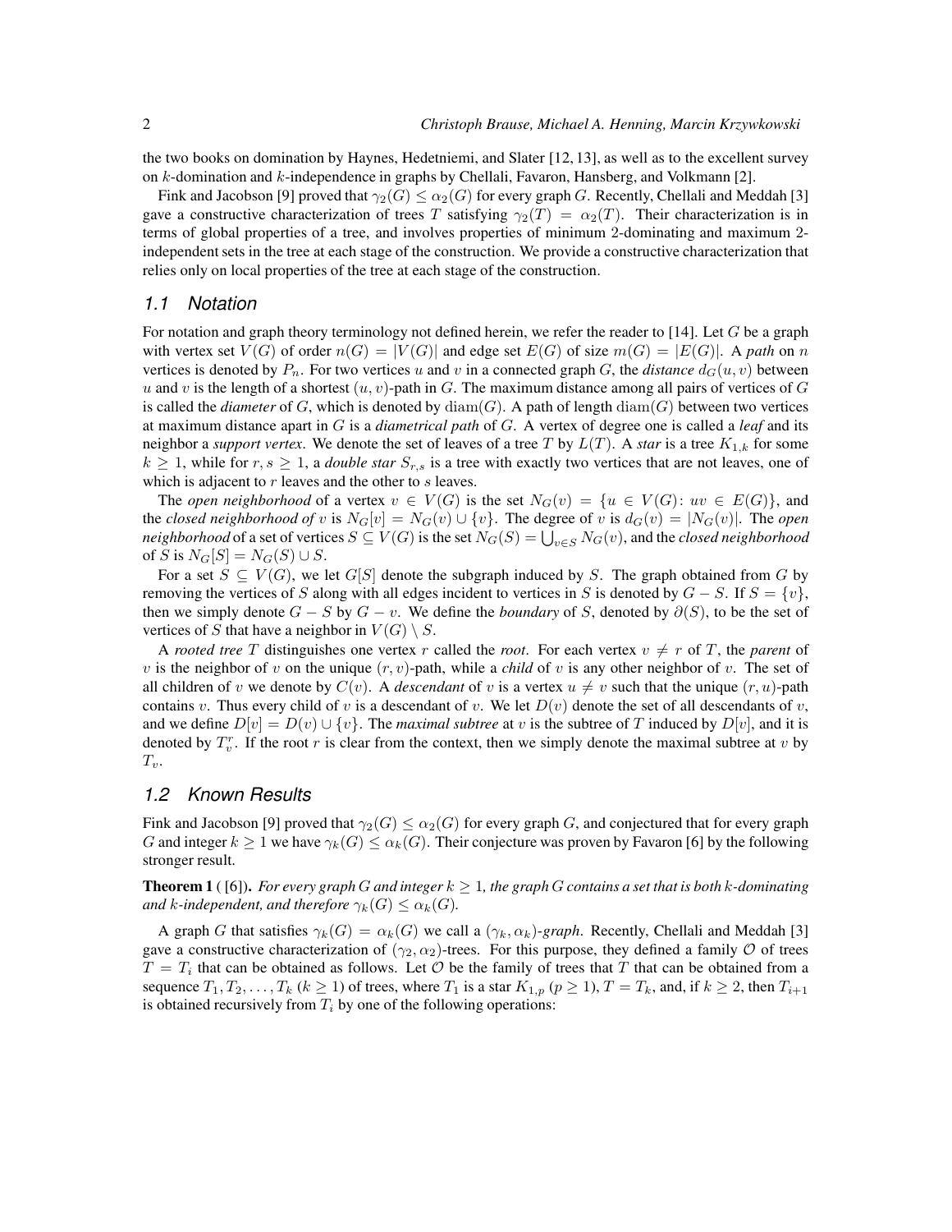the two books on domination by Haynes, Hedetniemi, and Slater [12, 13], as well as to the excellent survey on $k$-domination and $k$-independence in graphs by Chellali, Favaron, Hansberg, and Volkmann [2].

Fink and Jacobson [9] proved that $\gamma_2(G) \le \alpha_2(G)$ for every graph $G$. Recently, Chellali and Meddah [3] gave a constructive characterization of trees $T$ satisfying $\gamma_2(T) = \alpha_2(T)$. Their characterization is in terms of global properties of a tree, and involves properties of minimum 2-dominating and maximum 2-independent sets in the tree at each stage of the construction. We provide a constructive characterization that relies only on local properties of the tree at each stage of the construction.

## 1.1 Notation

For notation and graph theory terminology not defined herein, we refer the reader to [14]. Let $G$ be a graph with vertex set $V(G)$ of order $n(G) = |V(G)|$ and edge set $E(G)$ of size $m(G) = |E(G)|$. A *path* on $n$ vertices is denoted by $P_n$. For two vertices $u$ and $v$ in a connected graph $G$, the *distance* $d_G(u, v)$ between $u$ and $v$ is the length of a shortest $(u, v)$-path in $G$. The maximum distance among all pairs of vertices of $G$ is called the *diameter* of $G$, which is denoted by $\operatorname{diam}(G)$. A path of length $\operatorname{diam}(G)$ between two vertices at maximum distance apart in $G$ is a *diametrical path* of $G$. A vertex of degree one is called a *leaf* and its neighbor a *support vertex*. We denote the set of leaves of a tree $T$ by $L(T)$. A *star* is a tree $K_{1,k}$ for some $k \ge 1$, while for $r, s \ge 1$, a *double star* $S_{r,s}$ is a tree with exactly two vertices that are not leaves, one of which is adjacent to $r$ leaves and the other to $s$ leaves.

The *open neighborhood* of a vertex $v \in V(G)$ is the set $N_G(v) = \{u \in V(G) \colon uv \in E(G)\}$, and the *closed neighborhood of* $v$ is $N_G[v] = N_G(v) \cup \{v\}$. The degree of $v$ is $d_G(v) = |N_G(v)|$. The *open neighborhood* of a set of vertices $S \subseteq V(G)$ is the set $N_G(S) = \bigcup_{v \in S} N_G(v)$, and the *closed neighborhood* of $S$ is $N_G[S] = N_G(S) \cup S$.

For a set $S \subseteq V(G)$, we let $G[S]$ denote the subgraph induced by $S$. The graph obtained from $G$ by removing the vertices of $S$ along with all edges incident to vertices in $S$ is denoted by $G - S$. If $S = \{v\}$, then we simply denote $G - S$ by $G - v$. We define the *boundary* of $S$, denoted by $\partial(S)$, to be the set of vertices of $S$ that have a neighbor in $V(G) \setminus S$.

A *rooted tree* $T$ distinguishes one vertex $r$ called the *root*. For each vertex $v \ne r$ of $T$, the *parent* of $v$ is the neighbor of $v$ on the unique $(r, v)$-path, while a *child* of $v$ is any other neighbor of $v$. The set of all children of $v$ we denote by $C(v)$. A *descendant* of $v$ is a vertex $u \ne v$ such that the unique $(r, u)$-path contains $v$. Thus every child of $v$ is a descendant of $v$. We let $D(v)$ denote the set of all descendants of $v$, and we define $D[v] = D(v) \cup \{v\}$. The *maximal subtree* at $v$ is the subtree of $T$ induced by $D[v]$, and it is denoted by $T_v^r$. If the root $r$ is clear from the context, then we simply denote the maximal subtree at $v$ by $T_v$.

## 1.2 Known Results

Fink and Jacobson [9] proved that $\gamma_2(G) \le \alpha_2(G)$ for every graph $G$, and conjectured that for every graph $G$ and integer $k \ge 1$ we have $\gamma_k(G) \le \alpha_k(G)$. Their conjecture was proven by Favaron [6] by the following stronger result.

**Theorem 1** ( [6]). *For every graph $G$ and integer $k \ge 1$, the graph $G$ contains a set that is both $k$-dominating and $k$-independent, and therefore $\gamma_k(G) \le \alpha_k(G)$.*

A graph $G$ that satisfies $\gamma_k(G) = \alpha_k(G)$ we call a *$(\gamma_k, \alpha_k)$-graph*. Recently, Chellali and Meddah [3] gave a constructive characterization of $(\gamma_2, \alpha_2)$-trees. For this purpose, they defined a family $\mathcal{O}$ of trees $T = T_i$ that can be obtained as follows. Let $\mathcal{O}$ be the family of trees that $T$ that can be obtained from a sequence $T_1, T_2, \ldots, T_k$ ($k \ge 1$) of trees, where $T_1$ is a star $K_{1,p}$ ($p \ge 1$), $T = T_k$, and, if $k \ge 2$, then $T_{i+1}$ is obtained recursively from $T_i$ by one of the following operations: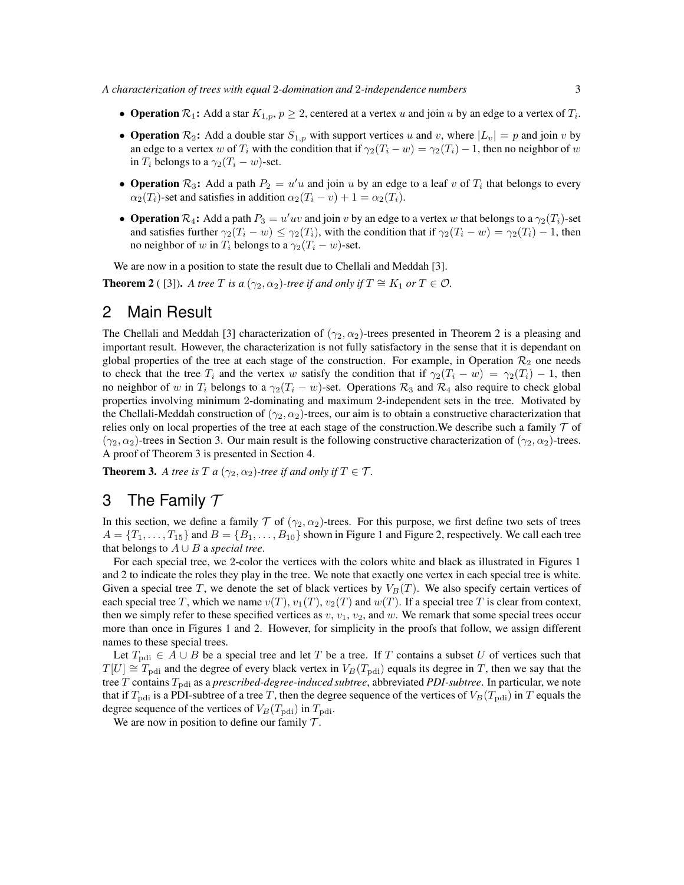- **Operation** $\mathcal{R}_1$**:** Add a star $K_{1,p}$, $p \geq 2$, centered at a vertex $u$ and join $u$ by an edge to a vertex of $T_i$.
- **Operation** $\mathcal{R}_2$**:** Add a double star $S_{1,p}$ with support vertices $u$ and $v$, where $|L_v| = p$ and join $v$ by an edge to a vertex $w$ of $T_i$ with the condition that if $\gamma_2(T_i - w) = \gamma_2(T_i) - 1$, then no neighbor of $w$ in $T_i$ belongs to a $\gamma_2(T_i - w)$-set.
- **Operation** $\mathcal{R}_3$**:** Add a path $P_2 = u'u$ and join $u$ by an edge to a leaf $v$ of $T_i$ that belongs to every $\alpha_2(T_i)$-set and satisfies in addition $\alpha_2(T_i - v) + 1 = \alpha_2(T_i)$.
- **Operation** $\mathcal{R}_4$**:** Add a path $P_3 = u'uv$ and join $v$ by an edge to a vertex $w$ that belongs to a $\gamma_2(T_i)$-set and satisfies further $\gamma_2(T_i - w) \leq \gamma_2(T_i)$, with the condition that if $\gamma_2(T_i - w) = \gamma_2(T_i) - 1$, then no neighbor of $w$ in $T_i$ belongs to a $\gamma_2(T_i - w)$-set.

We are now in a position to state the result due to Chellali and Meddah [3].

**Theorem 2** ( [3]). *A tree $T$ is a $(\gamma_2, \alpha_2)$-tree if and only if $T \cong K_1$ or $T \in \mathcal{O}$.*

## 2 Main Result

The Chellali and Meddah [3] characterization of $(\gamma_2, \alpha_2)$-trees presented in Theorem 2 is a pleasing and important result. However, the characterization is not fully satisfactory in the sense that it is dependant on global properties of the tree at each stage of the construction. For example, in Operation $\mathcal{R}_2$ one needs to check that the tree $T_i$ and the vertex $w$ satisfy the condition that if $\gamma_2(T_i - w) = \gamma_2(T_i) - 1$, then no neighbor of $w$ in $T_i$ belongs to a $\gamma_2(T_i - w)$-set. Operations $\mathcal{R}_3$ and $\mathcal{R}_4$ also require to check global properties involving minimum 2-dominating and maximum 2-independent sets in the tree. Motivated by the Chellali-Meddah construction of $(\gamma_2, \alpha_2)$-trees, our aim is to obtain a constructive characterization that relies only on local properties of the tree at each stage of the construction.We describe such a family $\mathcal{T}$ of $(\gamma_2, \alpha_2)$-trees in Section 3. Our main result is the following constructive characterization of $(\gamma_2, \alpha_2)$-trees. A proof of Theorem 3 is presented in Section 4.

**Theorem 3.** *A tree is $T$ a $(\gamma_2, \alpha_2)$-tree if and only if $T \in \mathcal{T}$.*

## 3 The Family $\mathcal{T}$

In this section, we define a family $\mathcal{T}$ of $(\gamma_2, \alpha_2)$-trees. For this purpose, we first define two sets of trees $A = \{T_1, \ldots, T_{15}\}$ and $B = \{B_1, \ldots, B_{10}\}$ shown in Figure 1 and Figure 2, respectively. We call each tree that belongs to $A \cup B$ a *special tree*.

For each special tree, we 2-color the vertices with the colors white and black as illustrated in Figures 1 and 2 to indicate the roles they play in the tree. We note that exactly one vertex in each special tree is white. Given a special tree $T$, we denote the set of black vertices by $V_B(T)$. We also specify certain vertices of each special tree $T$, which we name $v(T)$, $v_1(T)$, $v_2(T)$ and $w(T)$. If a special tree $T$ is clear from context, then we simply refer to these specified vertices as $v$, $v_1$, $v_2$, and $w$. We remark that some special trees occur more than once in Figures 1 and 2. However, for simplicity in the proofs that follow, we assign different names to these special trees.

Let $T_{\rm pdi} \in A \cup B$ be a special tree and let $T$ be a tree. If $T$ contains a subset $U$ of vertices such that $T[U] \cong T_{\rm pdi}$ and the degree of every black vertex in $V_B(T_{\rm pdi})$ equals its degree in $T$, then we say that the tree $T$ contains $T_{\rm pdi}$ as a *prescribed-degree-induced subtree*, abbreviated ***PDI-subtree***. In particular, we note that if $T_{\rm pdi}$ is a PDI-subtree of a tree $T$, then the degree sequence of the vertices of $V_B(T_{\rm pdi})$ in $T$ equals the degree sequence of the vertices of $V_B(T_{\rm pdi})$ in $T_{\rm pdi}$.

We are now in position to define our family $\mathcal{T}$.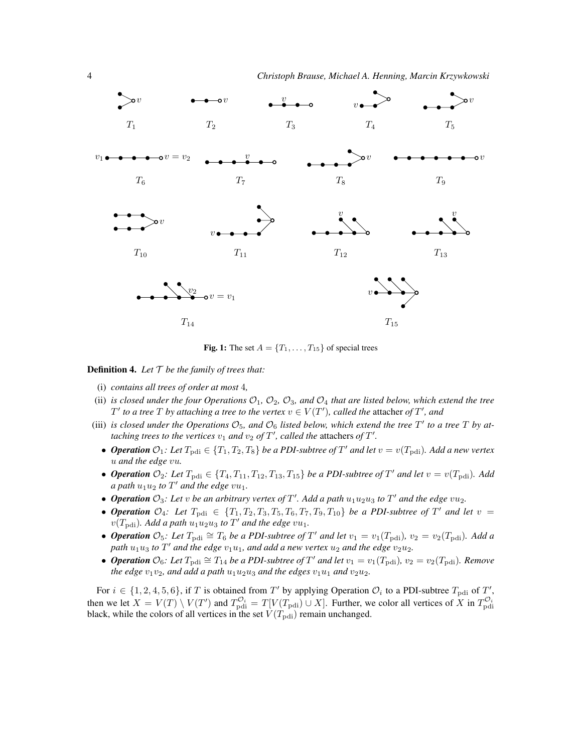**Fig. 1:** The set $A = \{T_1, \ldots, T_{15}\}$ of special trees

**Definition 4.** *Let $\mathcal{T}$ be the family of trees that:*

(i) *contains all trees of order at most 4,*

(ii) *is closed under the four Operations $\mathcal{O}_1$, $\mathcal{O}_2$, $\mathcal{O}_3$, and $\mathcal{O}_4$ that are listed below, which extend the tree $T'$ to a tree $T$ by attaching a tree to the vertex $v \in V(T')$, called the* attacher *of $T'$, and*

(iii) *is closed under the Operations $\mathcal{O}_5$, and $\mathcal{O}_6$ listed below, which extend the tree $T'$ to a tree $T$ by attaching trees to the vertices $v_1$ and $v_2$ of $T'$, called the* attachers *of $T'$.*

- ***Operation** $\mathcal{O}_1$: Let $T_{\rm pdi} \in \{T_1, T_2, T_8\}$ be a PDI-subtree of $T'$ and let $v = v(T_{\rm pdi})$. Add a new vertex $u$ and the edge $vu$.*
- ***Operation** $\mathcal{O}_2$: Let $T_{\rm pdi} \in \{T_4, T_{11}, T_{12}, T_{13}, T_{15}\}$ be a PDI-subtree of $T'$ and let $v = v(T_{\rm pdi})$. Add a path $u_1u_2$ to $T'$ and the edge $vu_1$.*
- ***Operation** $\mathcal{O}_3$: Let $v$ be an arbitrary vertex of $T'$. Add a path $u_1u_2u_3$ to $T'$ and the edge $vu_2$.*
- ***Operation** $\mathcal{O}_4$: Let $T_{\rm pdi} \in \{T_1, T_2, T_3, T_5, T_6, T_7, T_9, T_{10}\}$ be a PDI-subtree of $T'$ and let $v = v(T_{\rm pdi})$. Add a path $u_1u_2u_3$ to $T'$ and the edge $vu_1$.*
- ***Operation** $\mathcal{O}_5$: Let $T_{\rm pdi} \cong T_6$ be a PDI-subtree of $T'$ and let $v_1 = v_1(T_{\rm pdi})$, $v_2 = v_2(T_{\rm pdi})$. Add a path $u_1u_3$ to $T'$ and the edge $v_1u_1$, and add a new vertex $u_2$ and the edge $v_2u_2$.*
- ***Operation** $\mathcal{O}_6$: Let $T_{\rm pdi} \cong T_{14}$ be a PDI-subtree of $T'$ and let $v_1 = v_1(T_{\rm pdi})$, $v_2 = v_2(T_{\rm pdi})$. Remove the edge $v_1v_2$, and add a path $u_1u_2u_3$ and the edges $v_1u_1$ and $v_2u_2$.*

For $i \in \{1, 2, 4, 5, 6\}$, if $T$ is obtained from $T'$ by applying Operation $\mathcal{O}_i$ to a PDI-subtree $T_{\rm pdi}$ of $T'$, then we let $X = V(T) \setminus V(T')$ and $T_{\rm pdi}^{\mathcal{O}_i} = T[V(T_{\rm pdi}) \cup X]$. Further, we color all vertices of $X$ in $T_{\rm pdi}^{\mathcal{O}_i}$ black, while the colors of all vertices in the set $V(T_{\rm pdi})$ remain unchanged.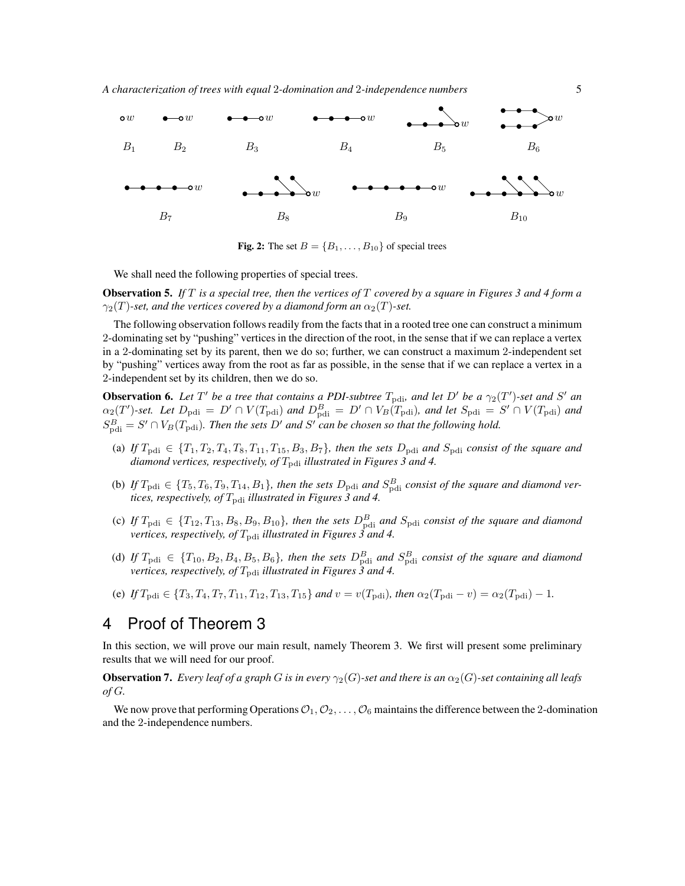**Fig. 2:** The set $B = \{B_1, \ldots, B_{10}\}$ of special trees

We shall need the following properties of special trees.

**Observation 5.** *If $T$ is a special tree, then the vertices of $T$ covered by a square in Figures 3 and 4 form a $\gamma_2(T)$-set, and the vertices covered by a diamond form an $\alpha_2(T)$-set.*

The following observation follows readily from the facts that in a rooted tree one can construct a minimum 2-dominating set by "pushing" vertices in the direction of the root, in the sense that if we can replace a vertex in a 2-dominating set by its parent, then we do so; further, we can construct a maximum 2-independent set by "pushing" vertices away from the root as far as possible, in the sense that if we can replace a vertex in a 2-independent set by its children, then we do so.

**Observation 6.** *Let $T'$ be a tree that contains a PDI-subtree $T_{\text{pdi}}$, and let $D'$ be a $\gamma_2(T')$-set and $S'$ an $\alpha_2(T')$-set. Let $D_{\text{pdi}} = D' \cap V(T_{\text{pdi}})$ and $D^B_{\text{pdi}} = D' \cap V_B(T_{\text{pdi}})$, and let $S_{\text{pdi}} = S' \cap V(T_{\text{pdi}})$ and $S^B_{\text{pdi}} = S' \cap V_B(T_{\text{pdi}})$. Then the sets $D'$ and $S'$ can be chosen so that the following hold.*

(a) *If $T_{\text{pdi}} \in \{T_1, T_2, T_4, T_8, T_{11}, T_{15}, B_3, B_7\}$, then the sets $D_{\text{pdi}}$ and $S_{\text{pdi}}$ consist of the square and diamond vertices, respectively, of $T_{\text{pdi}}$ illustrated in Figures 3 and 4.*

(b) *If $T_{\text{pdi}} \in \{T_5, T_6, T_9, T_{14}, B_1\}$, then the sets $D_{\text{pdi}}$ and $S^B_{\text{pdi}}$ consist of the square and diamond vertices, respectively, of $T_{\text{pdi}}$ illustrated in Figures 3 and 4.*

(c) *If $T_{\text{pdi}} \in \{T_{12}, T_{13}, B_8, B_9, B_{10}\}$, then the sets $D^B_{\text{pdi}}$ and $S_{\text{pdi}}$ consist of the square and diamond vertices, respectively, of $T_{\text{pdi}}$ illustrated in Figures 3 and 4.*

(d) *If $T_{\text{pdi}} \in \{T_{10}, B_2, B_4, B_5, B_6\}$, then the sets $D^B_{\text{pdi}}$ and $S^B_{\text{pdi}}$ consist of the square and diamond vertices, respectively, of $T_{\text{pdi}}$ illustrated in Figures 3 and 4.*

(e) *If $T_{\text{pdi}} \in \{T_3, T_4, T_7, T_{11}, T_{12}, T_{13}, T_{15}\}$ and $v = v(T_{\text{pdi}})$, then $\alpha_2(T_{\text{pdi}} - v) = \alpha_2(T_{\text{pdi}}) - 1$.*

## 4 Proof of Theorem 3

In this section, we will prove our main result, namely Theorem 3. We first will present some preliminary results that we will need for our proof.

**Observation 7.** *Every leaf of a graph $G$ is in every $\gamma_2(G)$-set and there is an $\alpha_2(G)$-set containing all leafs of $G$.*

We now prove that performing Operations $\mathcal{O}_1, \mathcal{O}_2, \ldots, \mathcal{O}_6$ maintains the difference between the 2-domination and the 2-independence numbers.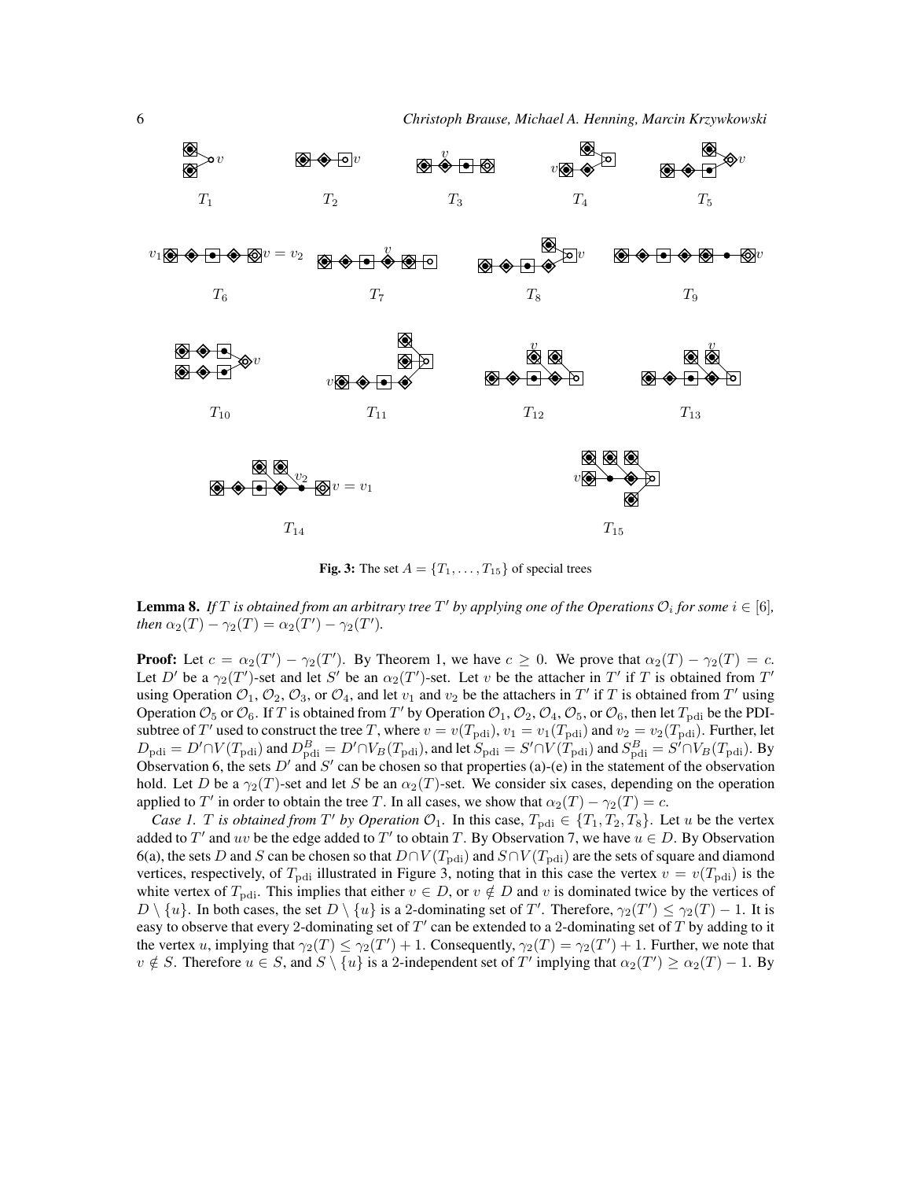**Fig. 3:** The set $A = \{T_1, \ldots, T_{15}\}$ of special trees

**Lemma 8.** *If $T$ is obtained from an arbitrary tree $T'$ by applying one of the Operations $\mathcal{O}_i$ for some $i \in [6]$, then $\alpha_2(T) - \gamma_2(T) = \alpha_2(T') - \gamma_2(T')$.*

**Proof:** Let $c = \alpha_2(T') - \gamma_2(T')$. By Theorem 1, we have $c \geq 0$. We prove that $\alpha_2(T) - \gamma_2(T) = c$. Let $D'$ be a $\gamma_2(T')$-set and let $S'$ be an $\alpha_2(T')$-set. Let $v$ be the attacher in $T'$ if $T$ is obtained from $T'$ using Operation $\mathcal{O}_1$, $\mathcal{O}_2$, $\mathcal{O}_3$, or $\mathcal{O}_4$, and let $v_1$ and $v_2$ be the attachers in $T'$ if $T$ is obtained from $T'$ using Operation $\mathcal{O}_5$ or $\mathcal{O}_6$. If $T$ is obtained from $T'$ by Operation $\mathcal{O}_1$, $\mathcal{O}_2$, $\mathcal{O}_4$, $\mathcal{O}_5$, or $\mathcal{O}_6$, then let $T_{\rm pdi}$ be the PDI-subtree of $T'$ used to construct the tree $T$, where $v = v(T_{\rm pdi})$, $v_1 = v_1(T_{\rm pdi})$ and $v_2 = v_2(T_{\rm pdi})$. Further, let $D_{\rm pdi} = D' \cap V(T_{\rm pdi})$ and $D^B_{\rm pdi} = D' \cap V_B(T_{\rm pdi})$, and let $S_{\rm pdi} = S' \cap V(T_{\rm pdi})$ and $S^B_{\rm pdi} = S' \cap V_B(T_{\rm pdi})$. By Observation 6, the sets $D'$ and $S'$ can be chosen so that properties (a)-(e) in the statement of the observation hold. Let $D$ be a $\gamma_2(T)$-set and let $S$ be an $\alpha_2(T)$-set. We consider six cases, depending on the operation applied to $T'$ in order to obtain the tree $T$. In all cases, we show that $\alpha_2(T) - \gamma_2(T) = c$.

*Case 1. $T$ is obtained from $T'$ by Operation $\mathcal{O}_1$.* In this case, $T_{\rm pdi} \in \{T_1, T_2, T_8\}$. Let $u$ be the vertex added to $T'$ and $uv$ be the edge added to $T'$ to obtain $T$. By Observation 7, we have $u \in D$. By Observation 6(a), the sets $D$ and $S$ can be chosen so that $D \cap V(T_{\rm pdi})$ and $S \cap V(T_{\rm pdi})$ are the sets of square and diamond vertices, respectively, of $T_{\rm pdi}$ illustrated in Figure 3, noting that in this case the vertex $v = v(T_{\rm pdi})$ is the white vertex of $T_{\rm pdi}$. This implies that either $v \in D$, or $v \notin D$ and $v$ is dominated twice by the vertices of $D \setminus \{u\}$. In both cases, the set $D \setminus \{u\}$ is a 2-dominating set of $T'$. Therefore, $\gamma_2(T') \leq \gamma_2(T) - 1$. It is easy to observe that every 2-dominating set of $T'$ can be extended to a 2-dominating set of $T$ by adding to it the vertex $u$, implying that $\gamma_2(T) \leq \gamma_2(T') + 1$. Consequently, $\gamma_2(T) = \gamma_2(T') + 1$. Further, we note that $v \notin S$. Therefore $u \in S$, and $S \setminus \{u\}$ is a 2-independent set of $T'$ implying that $\alpha_2(T') \geq \alpha_2(T) - 1$. By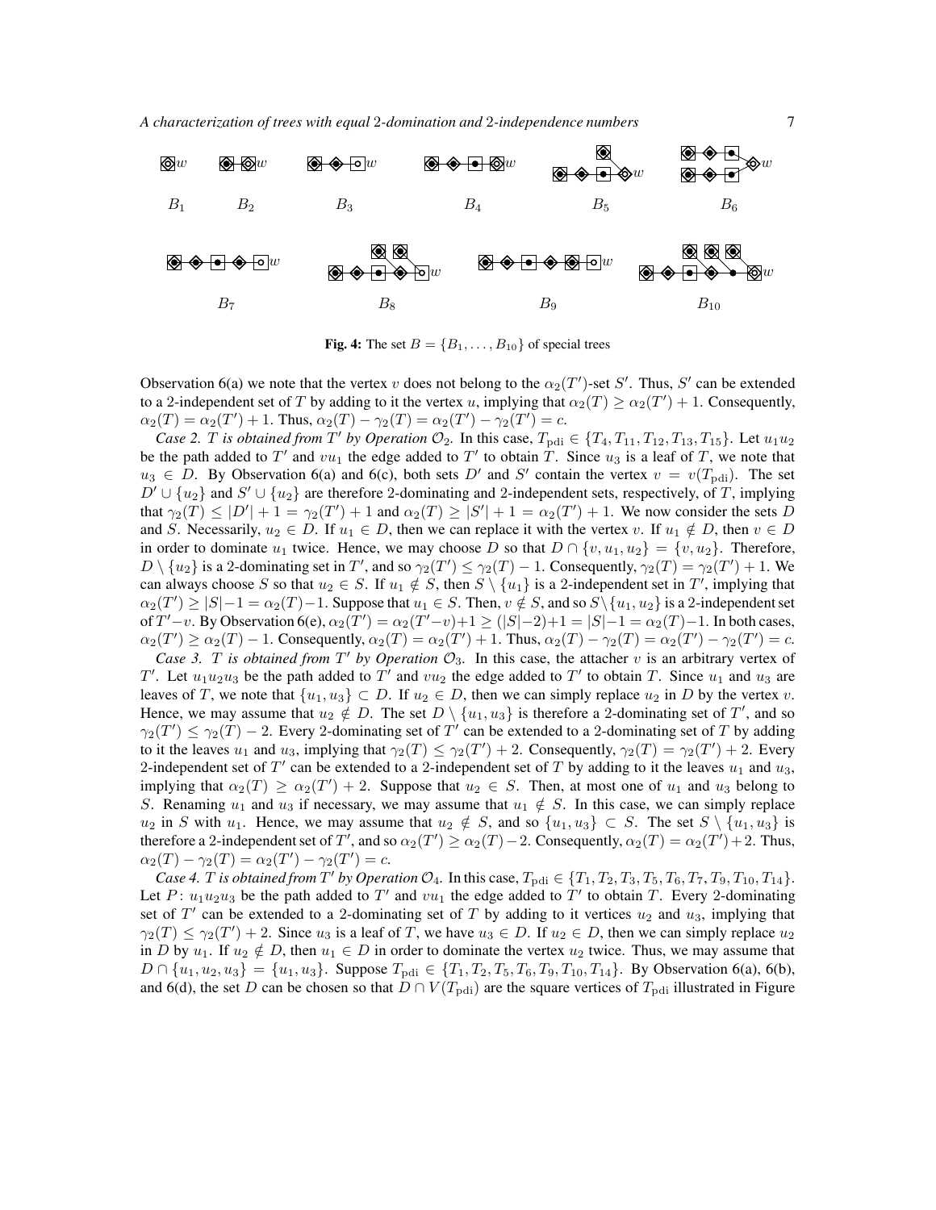$B_1$ $B_2$ $B_3$ $B_4$ $B_5$ $B_6$

$B_7$ $B_8$ $B_9$ $B_{10}$

**Fig. 4:** The set $B = \{B_1, \ldots, B_{10}\}$ of special trees

Observation 6(a) we note that the vertex $v$ does not belong to the $\alpha_2(T')$-set $S'$. Thus, $S'$ can be extended to a 2-independent set of $T$ by adding to it the vertex $u$, implying that $\alpha_2(T) \geq \alpha_2(T') + 1$. Consequently, $\alpha_2(T) = \alpha_2(T') + 1$. Thus, $\alpha_2(T) - \gamma_2(T) = \alpha_2(T') - \gamma_2(T') = c$.

*Case 2. $T$ is obtained from $T'$ by Operation $\mathcal{O}_2$.* In this case, $T_{\rm pdi} \in \{T_4, T_{11}, T_{12}, T_{13}, T_{15}\}$. Let $u_1u_2$ be the path added to $T'$ and $vu_1$ the edge added to $T'$ to obtain $T$. Since $u_3$ is a leaf of $T$, we note that $u_3 \in D$. By Observation 6(a) and 6(c), both sets $D'$ and $S'$ contain the vertex $v = v(T_{\rm pdi})$. The set $D' \cup \{u_2\}$ and $S' \cup \{u_2\}$ are therefore 2-dominating and 2-independent sets, respectively, of $T$, implying that $\gamma_2(T) \leq |D'| + 1 = \gamma_2(T') + 1$ and $\alpha_2(T) \geq |S'| + 1 = \alpha_2(T') + 1$. We now consider the sets $D$ and $S$. Necessarily, $u_2 \in D$. If $u_1 \in D$, then we can replace it with the vertex $v$. If $u_1 \notin D$, then $v \in D$ in order to dominate $u_1$ twice. Hence, we may choose $D$ so that $D \cap \{v, u_1, u_2\} = \{v, u_2\}$. Therefore, $D \setminus \{u_2\}$ is a 2-dominating set in $T'$, and so $\gamma_2(T') \leq \gamma_2(T) - 1$. Consequently, $\gamma_2(T) = \gamma_2(T') + 1$. We can always choose $S$ so that $u_2 \in S$. If $u_1 \notin S$, then $S \setminus \{u_1\}$ is a 2-independent set in $T'$, implying that $\alpha_2(T') \geq |S| - 1 = \alpha_2(T) - 1$. Suppose that $u_1 \in S$. Then, $v \notin S$, and so $S \setminus \{u_1, u_2\}$ is a 2-independent set of $T' - v$. By Observation 6(e), $\alpha_2(T') = \alpha_2(T' - v) + 1 \geq (|S| - 2) + 1 = |S| - 1 = \alpha_2(T) - 1$. In both cases, $\alpha_2(T') \geq \alpha_2(T) - 1$. Consequently, $\alpha_2(T) = \alpha_2(T') + 1$. Thus, $\alpha_2(T) - \gamma_2(T) = \alpha_2(T') - \gamma_2(T') = c$.

*Case 3. $T$ is obtained from $T'$ by Operation $\mathcal{O}_3$.* In this case, the attacher $v$ is an arbitrary vertex of $T'$. Let $u_1u_2u_3$ be the path added to $T'$ and $vu_2$ the edge added to $T'$ to obtain $T$. Since $u_1$ and $u_3$ are leaves of $T$, we note that $\{u_1, u_3\} \subset D$. If $u_2 \in D$, then we can simply replace $u_2$ in $D$ by the vertex $v$. Hence, we may assume that $u_2 \notin D$. The set $D \setminus \{u_1, u_3\}$ is therefore a 2-dominating set of $T'$, and so $\gamma_2(T') \leq \gamma_2(T) - 2$. Every 2-dominating set of $T'$ can be extended to a 2-dominating set of $T$ by adding to it the leaves $u_1$ and $u_3$, implying that $\gamma_2(T) \leq \gamma_2(T') + 2$. Consequently, $\gamma_2(T) = \gamma_2(T') + 2$. Every 2-independent set of $T'$ can be extended to a 2-independent set of $T$ by adding to it the leaves $u_1$ and $u_3$, implying that $\alpha_2(T) \geq \alpha_2(T') + 2$. Suppose that $u_2 \in S$. Then, at most one of $u_1$ and $u_3$ belong to $S$. Renaming $u_1$ and $u_3$ if necessary, we may assume that $u_1 \notin S$. In this case, we can simply replace $u_2$ in $S$ with $u_1$. Hence, we may assume that $u_2 \notin S$, and so $\{u_1, u_3\} \subset S$. The set $S \setminus \{u_1, u_3\}$ is therefore a 2-independent set of $T'$, and so $\alpha_2(T') \geq \alpha_2(T) - 2$. Consequently, $\alpha_2(T) = \alpha_2(T') + 2$. Thus, $\alpha_2(T) - \gamma_2(T) = \alpha_2(T') - \gamma_2(T') = c$.

*Case 4. $T$ is obtained from $T'$ by Operation $\mathcal{O}_4$.* In this case, $T_{\rm pdi} \in \{T_1, T_2, T_3, T_5, T_6, T_7, T_9, T_{10}, T_{14}\}$. Let $P\colon u_1u_2u_3$ be the path added to $T'$ and $vu_1$ the edge added to $T'$ to obtain $T$. Every 2-dominating set of $T'$ can be extended to a 2-dominating set of $T$ by adding to it vertices $u_2$ and $u_3$, implying that $\gamma_2(T) \leq \gamma_2(T') + 2$. Since $u_3$ is a leaf of $T$, we have $u_3 \in D$. If $u_2 \in D$, then we can simply replace $u_2$ in $D$ by $u_1$. If $u_2 \notin D$, then $u_1 \in D$ in order to dominate the vertex $u_2$ twice. Thus, we may assume that $D \cap \{u_1, u_2, u_3\} = \{u_1, u_3\}$. Suppose $T_{\rm pdi} \in \{T_1, T_2, T_5, T_6, T_9, T_{10}, T_{14}\}$. By Observation 6(a), 6(b), and 6(d), the set $D$ can be chosen so that $D \cap V(T_{\rm pdi})$ are the square vertices of $T_{\rm pdi}$ illustrated in Figure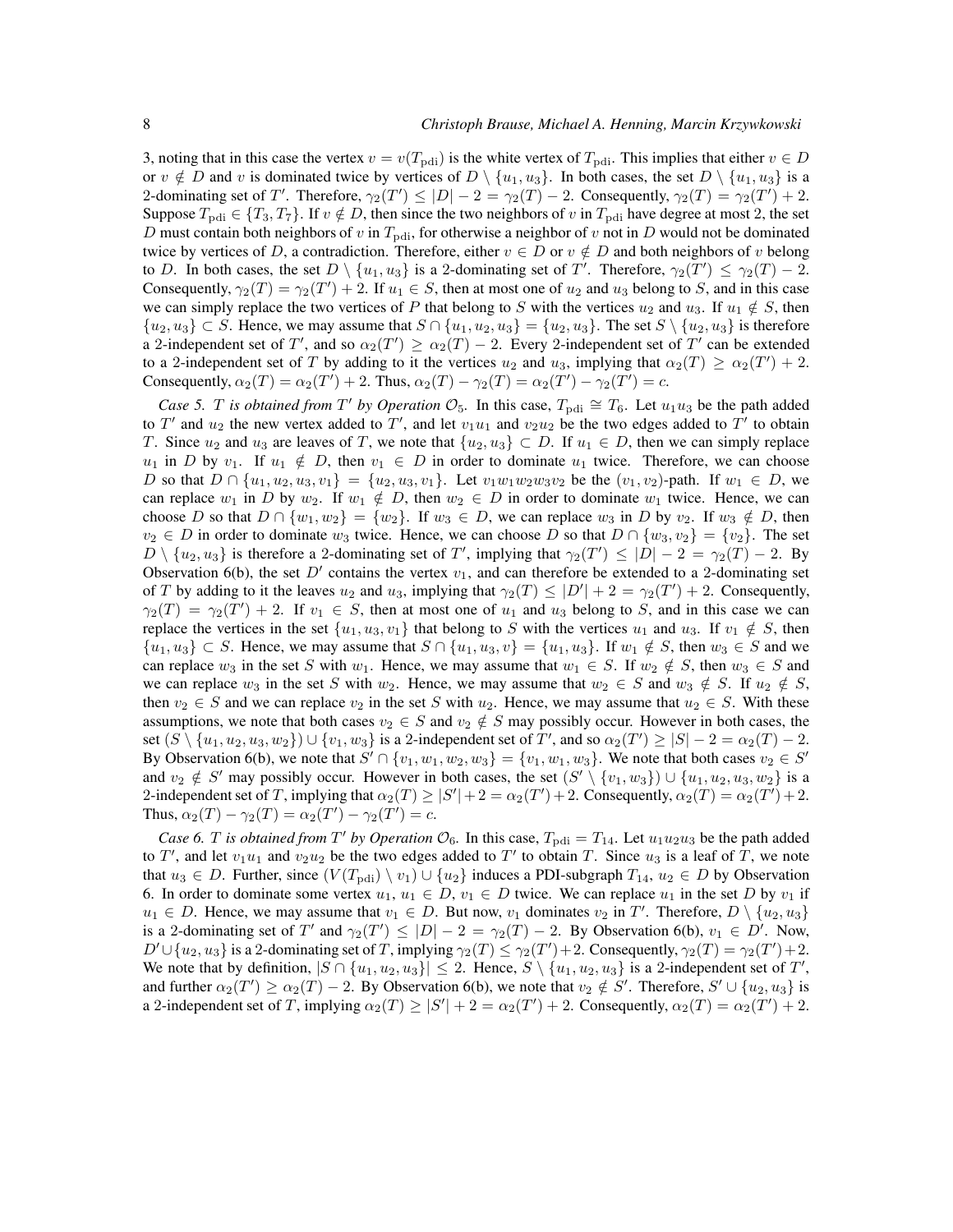3, noting that in this case the vertex $v = v(T_{\rm pdi})$ is the white vertex of $T_{\rm pdi}$. This implies that either $v \in D$ or $v \notin D$ and $v$ is dominated twice by vertices of $D \setminus \{u_1, u_3\}$. In both cases, the set $D \setminus \{u_1, u_3\}$ is a 2-dominating set of $T'$. Therefore, $\gamma_2(T') \le |D| - 2 = \gamma_2(T) - 2$. Consequently, $\gamma_2(T) = \gamma_2(T') + 2$. Suppose $T_{\rm pdi} \in \{T_3, T_7\}$. If $v \notin D$, then since the two neighbors of $v$ in $T_{\rm pdi}$ have degree at most 2, the set $D$ must contain both neighbors of $v$ in $T_{\rm pdi}$, for otherwise a neighbor of $v$ not in $D$ would not be dominated twice by vertices of $D$, a contradiction. Therefore, either $v \in D$ or $v \notin D$ and both neighbors of $v$ belong to $D$. In both cases, the set $D \setminus \{u_1, u_3\}$ is a 2-dominating set of $T'$. Therefore, $\gamma_2(T') \le \gamma_2(T) - 2$. Consequently, $\gamma_2(T) = \gamma_2(T') + 2$. If $u_1 \in S$, then at most one of $u_2$ and $u_3$ belong to $S$, and in this case we can simply replace the two vertices of $P$ that belong to $S$ with the vertices $u_2$ and $u_3$. If $u_1 \notin S$, then $\{u_2, u_3\} \subset S$. Hence, we may assume that $S \cap \{u_1, u_2, u_3\} = \{u_2, u_3\}$. The set $S \setminus \{u_2, u_3\}$ is therefore a 2-independent set of $T'$, and so $\alpha_2(T') \ge \alpha_2(T) - 2$. Every 2-independent set of $T'$ can be extended to a 2-independent set of $T$ by adding to it the vertices $u_2$ and $u_3$, implying that $\alpha_2(T) \ge \alpha_2(T') + 2$. Consequently, $\alpha_2(T) = \alpha_2(T') + 2$. Thus, $\alpha_2(T) - \gamma_2(T) = \alpha_2(T') - \gamma_2(T') = c$.

*Case 5. $T$ is obtained from $T'$ by Operation $\mathcal{O}_5$.* In this case, $T_{\rm pdi} \cong T_6$. Let $u_1 u_3$ be the path added to $T'$ and $u_2$ the new vertex added to $T'$, and let $v_1 u_1$ and $v_2 u_2$ be the two edges added to $T'$ to obtain $T$. Since $u_2$ and $u_3$ are leaves of $T$, we note that $\{u_2, u_3\} \subset D$. If $u_1 \in D$, then we can simply replace $u_1$ in $D$ by $v_1$. If $u_1 \notin D$, then $v_1 \in D$ in order to dominate $u_1$ twice. Therefore, we can choose $D$ so that $D \cap \{u_1, u_2, u_3, v_1\} = \{u_2, u_3, v_1\}$. Let $v_1 w_1 w_2 w_3 v_2$ be the $(v_1, v_2)$-path. If $w_1 \in D$, we can replace $w_1$ in $D$ by $w_2$. If $w_1 \notin D$, then $w_2 \in D$ in order to dominate $w_1$ twice. Hence, we can choose $D$ so that $D \cap \{w_1, w_2\} = \{w_2\}$. If $w_3 \in D$, we can replace $w_3$ in $D$ by $v_2$. If $w_3 \notin D$, then $v_2 \in D$ in order to dominate $w_3$ twice. Hence, we can choose $D$ so that $D \cap \{w_3, v_2\} = \{v_2\}$. The set $D \setminus \{u_2, u_3\}$ is therefore a 2-dominating set of $T'$, implying that $\gamma_2(T') \le |D| - 2 = \gamma_2(T) - 2$. By Observation 6(b), the set $D'$ contains the vertex $v_1$, and can therefore be extended to a 2-dominating set of $T$ by adding to it the leaves $u_2$ and $u_3$, implying that $\gamma_2(T) \le |D'| + 2 = \gamma_2(T') + 2$. Consequently, $\gamma_2(T) = \gamma_2(T') + 2$. If $v_1 \in S$, then at most one of $u_1$ and $u_3$ belong to $S$, and in this case we can replace the vertices in the set $\{u_1, u_3, v_1\}$ that belong to $S$ with the vertices $u_1$ and $u_3$. If $v_1 \notin S$, then $\{u_1, u_3\} \subset S$. Hence, we may assume that $S \cap \{u_1, u_3, v\} = \{u_1, u_3\}$. If $w_1 \notin S$, then $w_3 \in S$ and we can replace $w_3$ in the set $S$ with $w_1$. Hence, we may assume that $w_1 \in S$. If $w_2 \notin S$, then $w_3 \in S$ and we can replace $w_3$ in the set $S$ with $w_2$. Hence, we may assume that $w_2 \in S$ and $w_3 \notin S$. If $u_2 \notin S$, then $v_2 \in S$ and we can replace $v_2$ in the set $S$ with $u_2$. Hence, we may assume that $u_2 \in S$. With these assumptions, we note that both cases $v_2 \in S$ and $v_2 \notin S$ may possibly occur. However in both cases, the set $(S \setminus \{u_1, u_2, u_3, w_2\}) \cup \{v_1, w_3\}$ is a 2-independent set of $T'$, and so $\alpha_2(T') \ge |S| - 2 = \alpha_2(T) - 2$. By Observation 6(b), we note that $S' \cap \{v_1, w_1, w_2, w_3\} = \{v_1, w_1, w_3\}$. We note that both cases $v_2 \in S'$ and $v_2 \notin S'$ may possibly occur. However in both cases, the set $(S' \setminus \{v_1, w_3\}) \cup \{u_1, u_2, u_3, w_2\}$ is a 2-independent set of $T$, implying that $\alpha_2(T) \ge |S'| + 2 = \alpha_2(T') + 2$. Consequently, $\alpha_2(T) = \alpha_2(T') + 2$. Thus, $\alpha_2(T) - \gamma_2(T) = \alpha_2(T') - \gamma_2(T') = c$.

*Case 6. $T$ is obtained from $T'$ by Operation $\mathcal{O}_6$.* In this case, $T_{\rm pdi} = T_{14}$. Let $u_1 u_2 u_3$ be the path added to $T'$, and let $v_1 u_1$ and $v_2 u_2$ be the two edges added to $T'$ to obtain $T$. Since $u_3$ is a leaf of $T$, we note that $u_3 \in D$. Further, since $(V(T_{\rm pdi}) \setminus v_1) \cup \{u_2\}$ induces a PDI-subgraph $T_{14}$, $u_2 \in D$ by Observation 6. In order to dominate some vertex $u_1$, $u_1 \in D$, $v_1 \in D$ twice. We can replace $u_1$ in the set $D$ by $v_1$ if $u_1 \in D$. Hence, we may assume that $v_1 \in D$. But now, $v_1$ dominates $v_2$ in $T'$. Therefore, $D \setminus \{u_2, u_3\}$ is a 2-dominating set of $T'$ and $\gamma_2(T') \le |D| - 2 = \gamma_2(T) - 2$. By Observation 6(b), $v_1 \in D'$. Now, $D' \cup \{u_2, u_3\}$ is a 2-dominating set of $T$, implying $\gamma_2(T) \le \gamma_2(T') + 2$. Consequently, $\gamma_2(T) = \gamma_2(T') + 2$. We note that by definition, $|S \cap \{u_1, u_2, u_3\}| \le 2$. Hence, $S \setminus \{u_1, u_2, u_3\}$ is a 2-independent set of $T'$, and further $\alpha_2(T') \ge \alpha_2(T) - 2$. By Observation 6(b), we note that $v_2 \notin S'$. Therefore, $S' \cup \{u_2, u_3\}$ is a 2-independent set of $T$, implying $\alpha_2(T) \ge |S'| + 2 = \alpha_2(T') + 2$. Consequently, $\alpha_2(T) = \alpha_2(T') + 2$.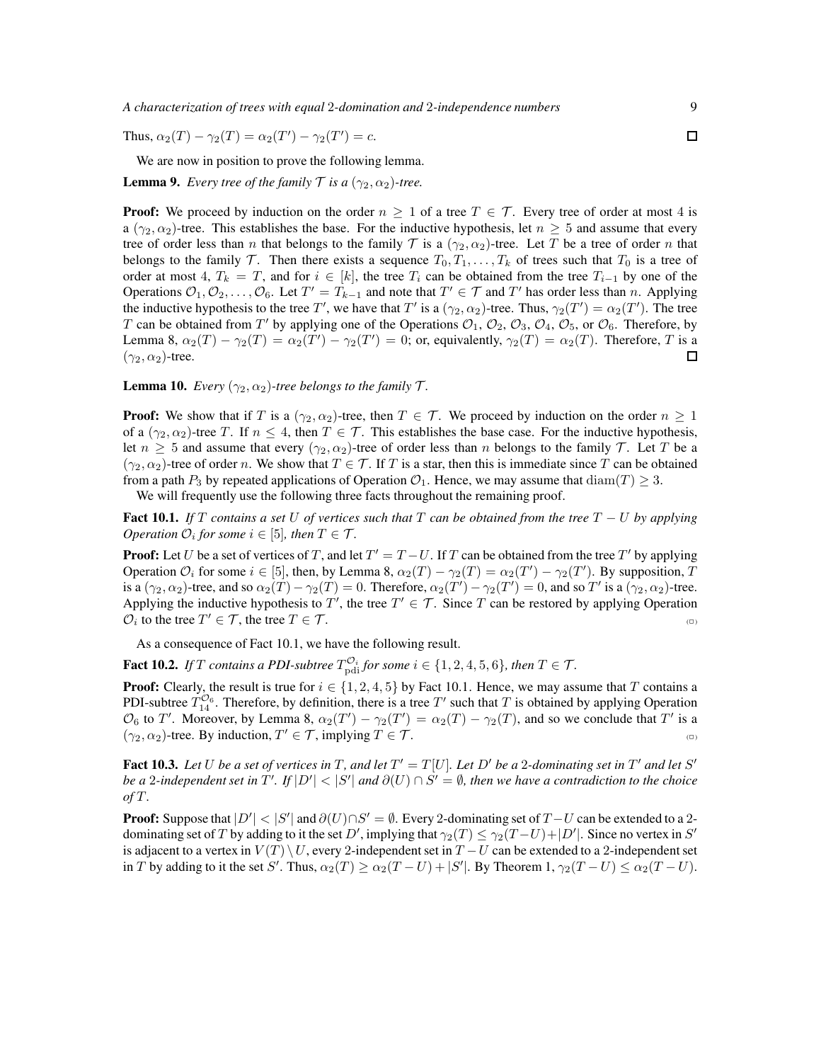Thus, $\alpha_2(T) - \gamma_2(T) = \alpha_2(T') - \gamma_2(T') = c$. $\square$

We are now in position to prove the following lemma.

**Lemma 9.** *Every tree of the family $\mathcal{T}$ is a $(\gamma_2, \alpha_2)$-tree.*

**Proof:** We proceed by induction on the order $n \geq 1$ of a tree $T \in \mathcal{T}$. Every tree of order at most 4 is a $(\gamma_2, \alpha_2)$-tree. This establishes the base. For the inductive hypothesis, let $n \geq 5$ and assume that every tree of order less than $n$ that belongs to the family $\mathcal{T}$ is a $(\gamma_2, \alpha_2)$-tree. Let $T$ be a tree of order $n$ that belongs to the family $\mathcal{T}$. Then there exists a sequence $T_0, T_1, \ldots, T_k$ of trees such that $T_0$ is a tree of order at most 4, $T_k = T$, and for $i \in [k]$, the tree $T_i$ can be obtained from the tree $T_{i-1}$ by one of the Operations $\mathcal{O}_1, \mathcal{O}_2, \ldots, \mathcal{O}_6$. Let $T' = T_{k-1}$ and note that $T' \in \mathcal{T}$ and $T'$ has order less than $n$. Applying the inductive hypothesis to the tree $T'$, we have that $T'$ is a $(\gamma_2, \alpha_2)$-tree. Thus, $\gamma_2(T') = \alpha_2(T')$. The tree $T$ can be obtained from $T'$ by applying one of the Operations $\mathcal{O}_1$, $\mathcal{O}_2$, $\mathcal{O}_3$, $\mathcal{O}_4$, $\mathcal{O}_5$, or $\mathcal{O}_6$. Therefore, by Lemma 8, $\alpha_2(T) - \gamma_2(T) = \alpha_2(T') - \gamma_2(T') = 0$; or, equivalently, $\gamma_2(T) = \alpha_2(T)$. Therefore, $T$ is a $(\gamma_2, \alpha_2)$-tree. $\square$

**Lemma 10.** *Every $(\gamma_2, \alpha_2)$-tree belongs to the family $\mathcal{T}$.*

**Proof:** We show that if $T$ is a $(\gamma_2, \alpha_2)$-tree, then $T \in \mathcal{T}$. We proceed by induction on the order $n \geq 1$ of a $(\gamma_2, \alpha_2)$-tree $T$. If $n \leq 4$, then $T \in \mathcal{T}$. This establishes the base case. For the inductive hypothesis, let $n \geq 5$ and assume that every $(\gamma_2, \alpha_2)$-tree of order less than $n$ belongs to the family $\mathcal{T}$. Let $T$ be a $(\gamma_2, \alpha_2)$-tree of order $n$. We show that $T \in \mathcal{T}$. If $T$ is a star, then this is immediate since $T$ can be obtained from a path $P_3$ by repeated applications of Operation $\mathcal{O}_1$. Hence, we may assume that $\mathrm{diam}(T) \geq 3$.

We will frequently use the following three facts throughout the remaining proof.

**Fact 10.1.** *If $T$ contains a set $U$ of vertices such that $T$ can be obtained from the tree $T - U$ by applying Operation $\mathcal{O}_i$ for some $i \in [5]$, then $T \in \mathcal{T}$.*

**Proof:** Let $U$ be a set of vertices of $T$, and let $T' = T - U$. If $T$ can be obtained from the tree $T'$ by applying Operation $\mathcal{O}_i$ for some $i \in [5]$, then, by Lemma 8, $\alpha_2(T) - \gamma_2(T) = \alpha_2(T') - \gamma_2(T')$. By supposition, $T$ is a $(\gamma_2, \alpha_2)$-tree, and so $\alpha_2(T) - \gamma_2(T) = 0$. Therefore, $\alpha_2(T') - \gamma_2(T') = 0$, and so $T'$ is a $(\gamma_2, \alpha_2)$-tree. Applying the inductive hypothesis to $T'$, the tree $T' \in \mathcal{T}$. Since $T$ can be restored by applying Operation $\mathcal{O}_i$ to the tree $T' \in \mathcal{T}$, the tree $T \in \mathcal{T}$. $(\square)$

As a consequence of Fact 10.1, we have the following result.

**Fact 10.2.** *If $T$ contains a PDI-subtree $T_{\mathrm{pdi}}^{\mathcal{O}_i}$ for some $i \in \{1, 2, 4, 5, 6\}$, then $T \in \mathcal{T}$.*

**Proof:** Clearly, the result is true for $i \in \{1, 2, 4, 5\}$ by Fact 10.1. Hence, we may assume that $T$ contains a PDI-subtree $T_{14}^{\mathcal{O}_6}$. Therefore, by definition, there is a tree $T'$ such that $T$ is obtained by applying Operation $\mathcal{O}_6$ to $T'$. Moreover, by Lemma 8, $\alpha_2(T') - \gamma_2(T') = \alpha_2(T) - \gamma_2(T)$, and so we conclude that $T'$ is a $(\gamma_2, \alpha_2)$-tree. By induction, $T' \in \mathcal{T}$, implying $T \in \mathcal{T}$. $(\square)$

**Fact 10.3.** *Let $U$ be a set of vertices in $T$, and let $T' = T[U]$. Let $D'$ be a 2-dominating set in $T'$ and let $S'$ be a 2-independent set in $T'$. If $|D'| < |S'|$ and $\partial(U) \cap S' = \emptyset$, then we have a contradiction to the choice of $T$.*

**Proof:** Suppose that $|D'| < |S'|$ and $\partial(U) \cap S' = \emptyset$. Every 2-dominating set of $T - U$ can be extended to a 2-dominating set of $T$ by adding to it the set $D'$, implying that $\gamma_2(T) \leq \gamma_2(T - U) + |D'|$. Since no vertex in $S'$ is adjacent to a vertex in $V(T) \setminus U$, every 2-independent set in $T - U$ can be extended to a 2-independent set in $T$ by adding to it the set $S'$. Thus, $\alpha_2(T) \geq \alpha_2(T - U) + |S'|$. By Theorem 1, $\gamma_2(T - U) \leq \alpha_2(T - U)$.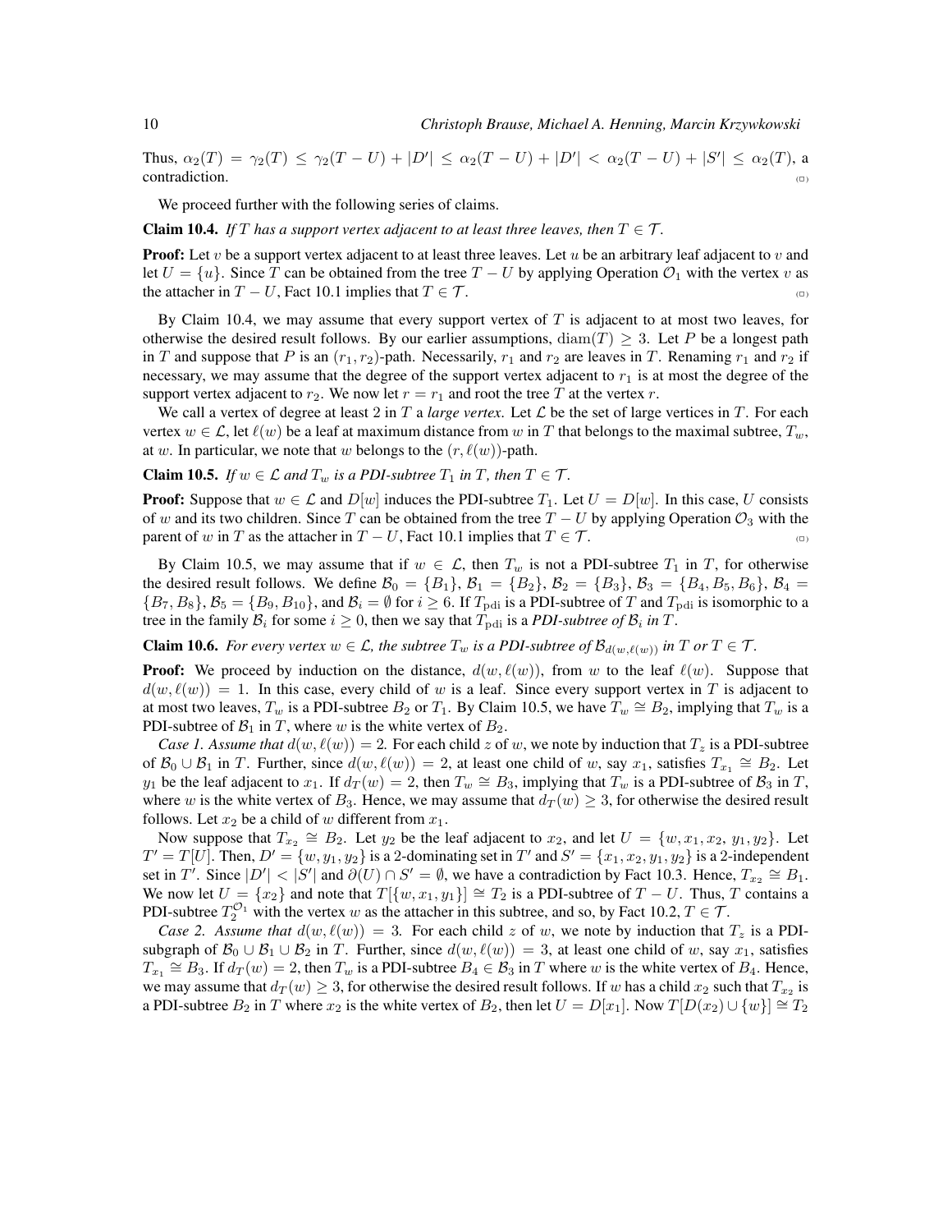Thus, $\alpha_2(T) = \gamma_2(T) \le \gamma_2(T - U) + |D'| \le \alpha_2(T - U) + |D'| < \alpha_2(T - U) + |S'| \le \alpha_2(T)$, a contradiction. $\scriptstyle{(\Box)}$

We proceed further with the following series of claims.

**Claim 10.4.** *If $T$ has a support vertex adjacent to at least three leaves, then $T \in \mathcal{T}$.*

**Proof:** Let $v$ be a support vertex adjacent to at least three leaves. Let $u$ be an arbitrary leaf adjacent to $v$ and let $U = \{u\}$. Since $T$ can be obtained from the tree $T - U$ by applying Operation $\mathcal{O}_1$ with the vertex $v$ as the attacher in $T - U$, Fact 10.1 implies that $T \in \mathcal{T}$. $\scriptstyle{(\Box)}$

By Claim 10.4, we may assume that every support vertex of $T$ is adjacent to at most two leaves, for otherwise the desired result follows. By our earlier assumptions, $\operatorname{diam}(T) \ge 3$. Let $P$ be a longest path in $T$ and suppose that $P$ is an $(r_1, r_2)$-path. Necessarily, $r_1$ and $r_2$ are leaves in $T$. Renaming $r_1$ and $r_2$ if necessary, we may assume that the degree of the support vertex adjacent to $r_1$ is at most the degree of the support vertex adjacent to $r_2$. We now let $r = r_1$ and root the tree $T$ at the vertex $r$.

We call a vertex of degree at least 2 in $T$ a *large vertex*. Let $\mathcal{L}$ be the set of large vertices in $T$. For each vertex $w \in \mathcal{L}$, let $\ell(w)$ be a leaf at maximum distance from $w$ in $T$ that belongs to the maximal subtree, $T_w$, at $w$. In particular, we note that $w$ belongs to the $(r, \ell(w))$-path.

**Claim 10.5.** *If $w \in \mathcal{L}$ and $T_w$ is a PDI-subtree $T_1$ in $T$, then $T \in \mathcal{T}$.*

**Proof:** Suppose that $w \in \mathcal{L}$ and $D[w]$ induces the PDI-subtree $T_1$. Let $U = D[w]$. In this case, $U$ consists of $w$ and its two children. Since $T$ can be obtained from the tree $T - U$ by applying Operation $\mathcal{O}_3$ with the parent of $w$ in $T$ as the attacher in $T - U$, Fact 10.1 implies that $T \in \mathcal{T}$. $\scriptstyle{(\Box)}$

By Claim 10.5, we may assume that if $w \in \mathcal{L}$, then $T_w$ is not a PDI-subtree $T_1$ in $T$, for otherwise the desired result follows. We define $\mathcal{B}_0 = \{B_1\}$, $\mathcal{B}_1 = \{B_2\}$, $\mathcal{B}_2 = \{B_3\}$, $\mathcal{B}_3 = \{B_4, B_5, B_6\}$, $\mathcal{B}_4 = \{B_7, B_8\}$, $\mathcal{B}_5 = \{B_9, B_{10}\}$, and $\mathcal{B}_i = \emptyset$ for $i \ge 6$. If $T_{\rm pdi}$ is a PDI-subtree of $T$ and $T_{\rm pdi}$ is isomorphic to a tree in the family $\mathcal{B}_i$ for some $i \ge 0$, then we say that $T_{\rm pdi}$ is a *PDI-subtree of $\mathcal{B}_i$ in $T$*.

**Claim 10.6.** *For every vertex $w \in \mathcal{L}$, the subtree $T_w$ is a PDI-subtree of $\mathcal{B}_{d(w,\ell(w))}$ in $T$ or $T \in \mathcal{T}$.*

**Proof:** We proceed by induction on the distance, $d(w, \ell(w))$, from $w$ to the leaf $\ell(w)$. Suppose that $d(w, \ell(w)) = 1$. In this case, every child of $w$ is a leaf. Since every support vertex in $T$ is adjacent to at most two leaves, $T_w$ is a PDI-subtree $B_2$ or $T_1$. By Claim 10.5, we have $T_w \cong B_2$, implying that $T_w$ is a PDI-subtree of $\mathcal{B}_1$ in $T$, where $w$ is the white vertex of $B_2$.

*Case 1. Assume that $d(w, \ell(w)) = 2$.* For each child $z$ of $w$, we note by induction that $T_z$ is a PDI-subtree of $\mathcal{B}_0 \cup \mathcal{B}_1$ in $T$. Further, since $d(w, \ell(w)) = 2$, at least one child of $w$, say $x_1$, satisfies $T_{x_1} \cong B_2$. Let $y_1$ be the leaf adjacent to $x_1$. If $d_T(w) = 2$, then $T_w \cong B_3$, implying that $T_w$ is a PDI-subtree of $\mathcal{B}_3$ in $T$, where $w$ is the white vertex of $B_3$. Hence, we may assume that $d_T(w) \ge 3$, for otherwise the desired result follows. Let $x_2$ be a child of $w$ different from $x_1$.

Now suppose that $T_{x_2} \cong B_2$. Let $y_2$ be the leaf adjacent to $x_2$, and let $U = \{w, x_1, x_2, y_1, y_2\}$. Let $T' = T[U]$. Then, $D' = \{w, y_1, y_2\}$ is a 2-dominating set in $T'$ and $S' = \{x_1, x_2, y_1, y_2\}$ is a 2-independent set in $T'$. Since $|D'| < |S'|$ and $\partial(U) \cap S' = \emptyset$, we have a contradiction by Fact 10.3. Hence, $T_{x_2} \cong B_1$. We now let $U = \{x_2\}$ and note that $T[\{w, x_1, y_1\}] \cong T_2$ is a PDI-subtree of $T - U$. Thus, $T$ contains a PDI-subtree $T_2^{\mathcal{O}_1}$ with the vertex $w$ as the attacher in this subtree, and so, by Fact 10.2, $T \in \mathcal{T}$.

*Case 2. Assume that $d(w, \ell(w)) = 3$.* For each child $z$ of $w$, we note by induction that $T_z$ is a PDI-subgraph of $\mathcal{B}_0 \cup \mathcal{B}_1 \cup \mathcal{B}_2$ in $T$. Further, since $d(w, \ell(w)) = 3$, at least one child of $w$, say $x_1$, satisfies $T_{x_1} \cong B_3$. If $d_T(w) = 2$, then $T_w$ is a PDI-subtree $B_4 \in \mathcal{B}_3$ in $T$ where $w$ is the white vertex of $B_4$. Hence, we may assume that $d_T(w) \ge 3$, for otherwise the desired result follows. If $w$ has a child $x_2$ such that $T_{x_2}$ is a PDI-subtree $B_2$ in $T$ where $x_2$ is the white vertex of $B_2$, then let $U = D[x_1]$. Now $T[D(x_2) \cup \{w\}] \cong T_2$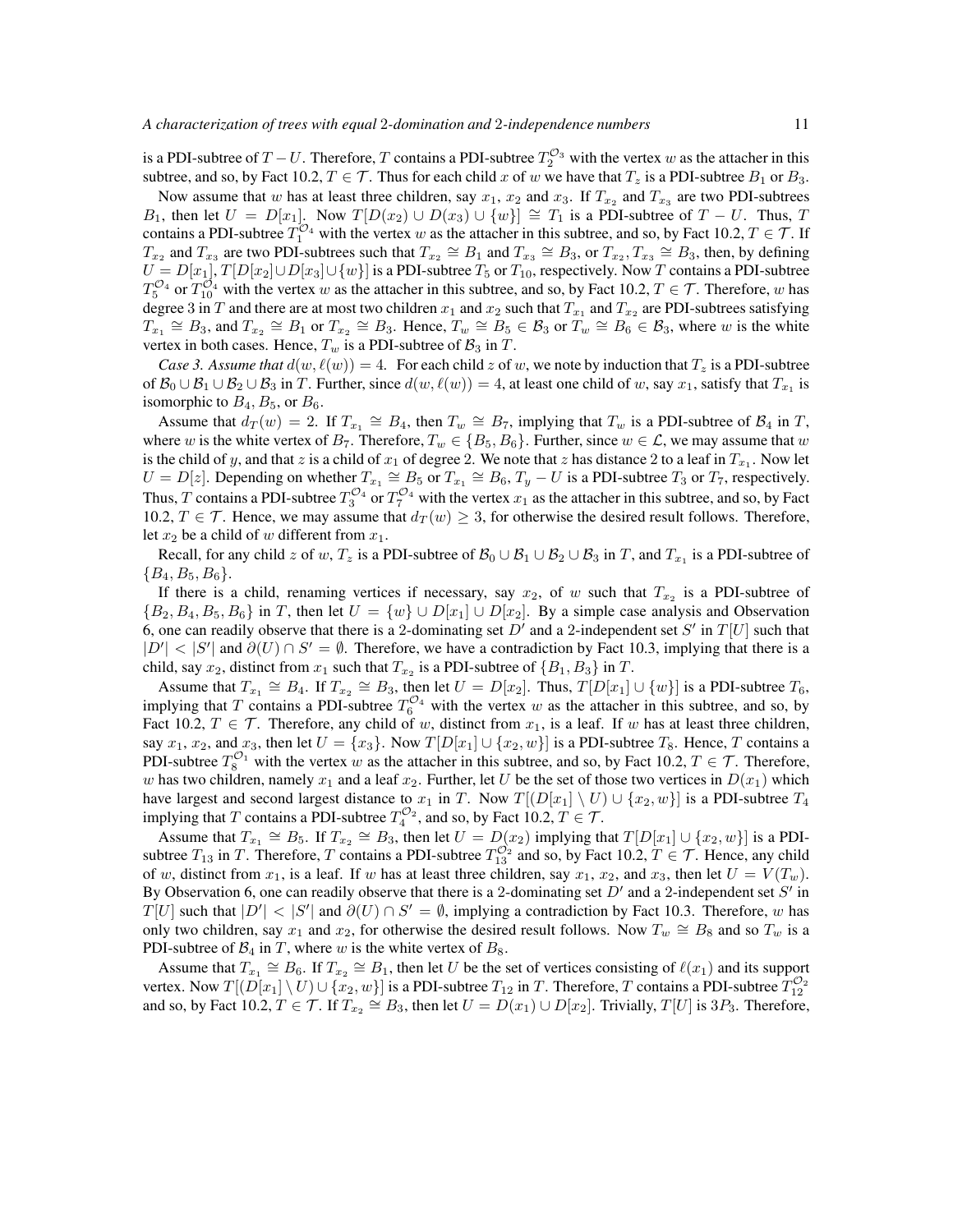is a PDI-subtree of $T - U$. Therefore, $T$ contains a PDI-subtree $T_2^{\mathcal{O}_3}$ with the vertex $w$ as the attacher in this subtree, and so, by Fact 10.2, $T \in \mathcal{T}$. Thus for each child $x$ of $w$ we have that $T_z$ is a PDI-subtree $B_1$ or $B_3$.

Now assume that $w$ has at least three children, say $x_1$, $x_2$ and $x_3$. If $T_{x_2}$ and $T_{x_3}$ are two PDI-subtrees $B_1$, then let $U = D[x_1]$. Now $T[D(x_2) \cup D(x_3) \cup \{w\}] \cong T_1$ is a PDI-subtree of $T - U$. Thus, $T$ contains a PDI-subtree $T_1^{\mathcal{O}_4}$ with the vertex $w$ as the attacher in this subtree, and so, by Fact 10.2, $T \in \mathcal{T}$. If $T_{x_2}$ and $T_{x_3}$ are two PDI-subtrees such that $T_{x_2} \cong B_1$ and $T_{x_3} \cong B_3$, or $T_{x_2}, T_{x_3} \cong B_3$, then, by defining $U = D[x_1]$, $T[D[x_2] \cup D[x_3] \cup \{w\}]$ is a PDI-subtree $T_5$ or $T_{10}$, respectively. Now $T$ contains a PDI-subtree $T_5^{\mathcal{O}_4}$ or $T_{10}^{\mathcal{O}_4}$ with the vertex $w$ as the attacher in this subtree, and so, by Fact 10.2, $T \in \mathcal{T}$. Therefore, $w$ has degree 3 in $T$ and there are at most two children $x_1$ and $x_2$ such that $T_{x_1}$ and $T_{x_2}$ are PDI-subtrees satisfying $T_{x_1} \cong B_3$, and $T_{x_2} \cong B_1$ or $T_{x_2} \cong B_3$. Hence, $T_w \cong B_5 \in \mathcal{B}_3$ or $T_w \cong B_6 \in \mathcal{B}_3$, where $w$ is the white vertex in both cases. Hence, $T_w$ is a PDI-subtree of $\mathcal{B}_3$ in $T$.

*Case 3. Assume that* $d(w, \ell(w)) = 4$. For each child $z$ of $w$, we note by induction that $T_z$ is a PDI-subtree of $\mathcal{B}_0 \cup \mathcal{B}_1 \cup \mathcal{B}_2 \cup \mathcal{B}_3$ in $T$. Further, since $d(w, \ell(w)) = 4$, at least one child of $w$, say $x_1$, satisfy that $T_{x_1}$ is isomorphic to $B_4$, $B_5$, or $B_6$.

Assume that $d_T(w) = 2$. If $T_{x_1} \cong B_4$, then $T_w \cong B_7$, implying that $T_w$ is a PDI-subtree of $\mathcal{B}_4$ in $T$, where $w$ is the white vertex of $B_7$. Therefore, $T_w \in \{B_5, B_6\}$. Further, since $w \in \mathcal{L}$, we may assume that $w$ is the child of $y$, and that $z$ is a child of $x_1$ of degree 2. We note that $z$ has distance 2 to a leaf in $T_{x_1}$. Now let $U = D[z]$. Depending on whether $T_{x_1} \cong B_5$ or $T_{x_1} \cong B_6$, $T_y - U$ is a PDI-subtree $T_3$ or $T_7$, respectively. Thus, $T$ contains a PDI-subtree $T_3^{\mathcal{O}_4}$ or $T_7^{\mathcal{O}_4}$ with the vertex $x_1$ as the attacher in this subtree, and so, by Fact 10.2, $T \in \mathcal{T}$. Hence, we may assume that $d_T(w) \geq 3$, for otherwise the desired result follows. Therefore, let $x_2$ be a child of $w$ different from $x_1$.

Recall, for any child $z$ of $w$, $T_z$ is a PDI-subtree of $\mathcal{B}_0 \cup \mathcal{B}_1 \cup \mathcal{B}_2 \cup \mathcal{B}_3$ in $T$, and $T_{x_1}$ is a PDI-subtree of $\{B_4, B_5, B_6\}$.

If there is a child, renaming vertices if necessary, say $x_2$, of $w$ such that $T_{x_2}$ is a PDI-subtree of $\{B_2, B_4, B_5, B_6\}$ in $T$, then let $U = \{w\} \cup D[x_1] \cup D[x_2]$. By a simple case analysis and Observation 6, one can readily observe that there is a 2-dominating set $D'$ and a 2-independent set $S'$ in $T[U]$ such that $|D'| < |S'|$ and $\partial(U) \cap S' = \emptyset$. Therefore, we have a contradiction by Fact 10.3, implying that there is a child, say $x_2$, distinct from $x_1$ such that $T_{x_2}$ is a PDI-subtree of $\{B_1, B_3\}$ in $T$.

Assume that $T_{x_1} \cong B_4$. If $T_{x_2} \cong B_3$, then let $U = D[x_2]$. Thus, $T[D[x_1] \cup \{w\}]$ is a PDI-subtree $T_6$, implying that $T$ contains a PDI-subtree $T_6^{\mathcal{O}_4}$ with the vertex $w$ as the attacher in this subtree, and so, by Fact 10.2, $T \in \mathcal{T}$. Therefore, any child of $w$, distinct from $x_1$, is a leaf. If $w$ has at least three children, say $x_1$, $x_2$, and $x_3$, then let $U = \{x_3\}$. Now $T[D[x_1] \cup \{x_2, w\}]$ is a PDI-subtree $T_8$. Hence, $T$ contains a PDI-subtree $T_8^{\mathcal{O}_1}$ with the vertex $w$ as the attacher in this subtree, and so, by Fact 10.2, $T \in \mathcal{T}$. Therefore, $w$ has two children, namely $x_1$ and a leaf $x_2$. Further, let $U$ be the set of those two vertices in $D(x_1)$ which have largest and second largest distance to $x_1$ in $T$. Now $T[(D[x_1] \setminus U) \cup \{x_2, w\}]$ is a PDI-subtree $T_4$ implying that $T$ contains a PDI-subtree $T_4^{\mathcal{O}_2}$, and so, by Fact 10.2, $T \in \mathcal{T}$.

Assume that $T_{x_1} \cong B_5$. If $T_{x_2} \cong B_3$, then let $U = D(x_2)$ implying that $T[D[x_1] \cup \{x_2, w\}]$ is a PDI-subtree $T_{13}$ in $T$. Therefore, $T$ contains a PDI-subtree $T_{13}^{\mathcal{O}_2}$ and so, by Fact 10.2, $T \in \mathcal{T}$. Hence, any child of $w$, distinct from $x_1$, is a leaf. If $w$ has at least three children, say $x_1$, $x_2$, and $x_3$, then let $U = V(T_w)$. By Observation 6, one can readily observe that there is a 2-dominating set $D'$ and a 2-independent set $S'$ in $T[U]$ such that $|D'| < |S'|$ and $\partial(U) \cap S' = \emptyset$, implying a contradiction by Fact 10.3. Therefore, $w$ has only two children, say $x_1$ and $x_2$, for otherwise the desired result follows. Now $T_w \cong B_8$ and so $T_w$ is a PDI-subtree of $\mathcal{B}_4$ in $T$, where $w$ is the white vertex of $B_8$.

Assume that $T_{x_1} \cong B_6$. If $T_{x_2} \cong B_1$, then let $U$ be the set of vertices consisting of $\ell(x_1)$ and its support vertex. Now $T[(D[x_1] \setminus U) \cup \{x_2, w\}]$ is a PDI-subtree $T_{12}$ in $T$. Therefore, $T$ contains a PDI-subtree $T_{12}^{\mathcal{O}_2}$ and so, by Fact 10.2, $T \in \mathcal{T}$. If $T_{x_2} \cong B_3$, then let $U = D(x_1) \cup D[x_2]$. Trivially, $T[U]$ is $3P_3$. Therefore,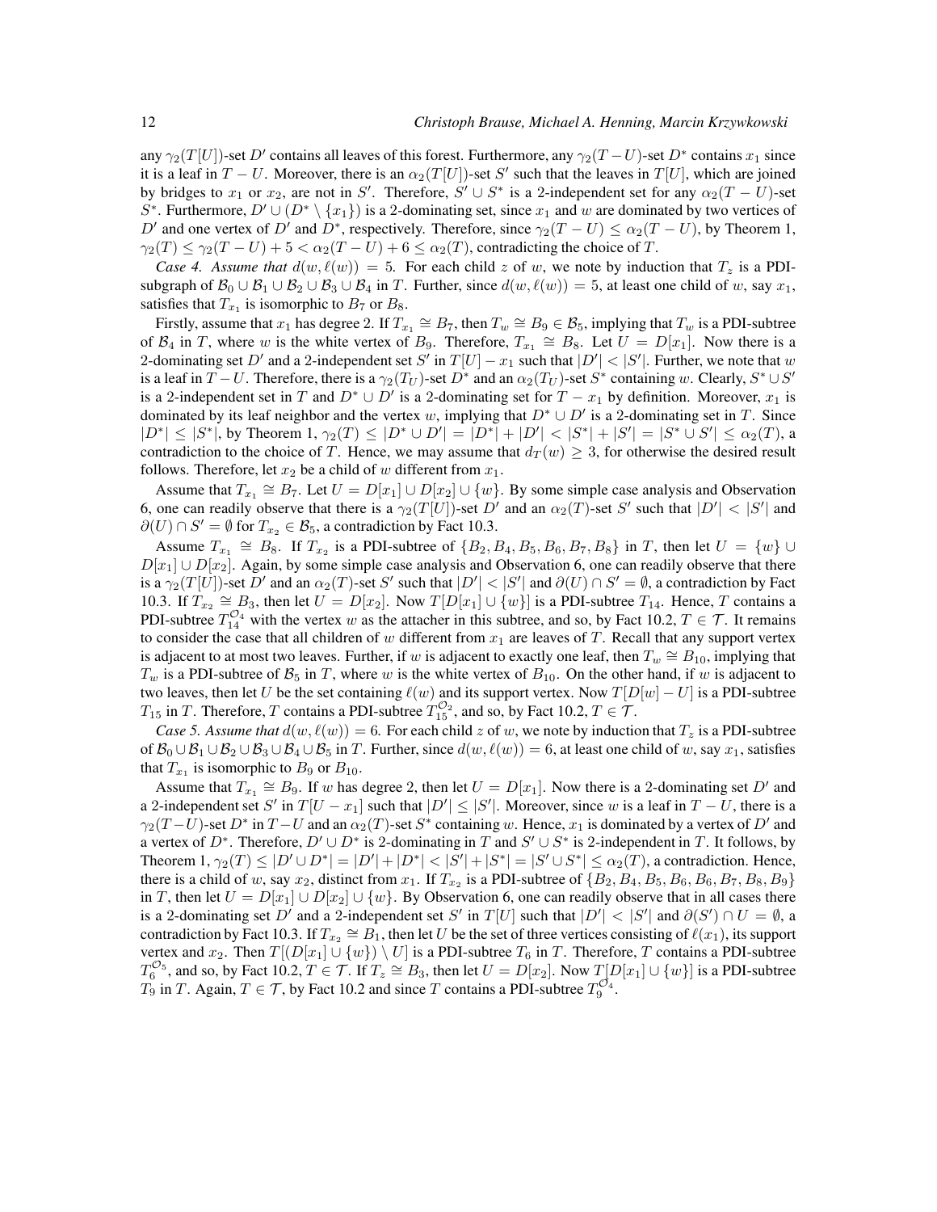any $\gamma_2(T[U])$-set $D'$ contains all leaves of this forest. Furthermore, any $\gamma_2(T-U)$-set $D^*$ contains $x_1$ since it is a leaf in $T-U$. Moreover, there is an $\alpha_2(T[U])$-set $S'$ such that the leaves in $T[U]$, which are joined by bridges to $x_1$ or $x_2$, are not in $S'$. Therefore, $S' \cup S^*$ is a 2-independent set for any $\alpha_2(T-U)$-set $S^*$. Furthermore, $D' \cup (D^* \setminus \{x_1\})$ is a 2-dominating set, since $x_1$ and $w$ are dominated by two vertices of $D'$ and one vertex of $D'$ and $D^*$, respectively. Therefore, since $\gamma_2(T-U) \leq \alpha_2(T-U)$, by Theorem 1, $\gamma_2(T) \leq \gamma_2(T-U) + 5 < \alpha_2(T-U) + 6 \leq \alpha_2(T)$, contradicting the choice of $T$.

*Case 4. Assume that $d(w, \ell(w)) = 5$.* For each child $z$ of $w$, we note by induction that $T_z$ is a PDI-subgraph of $\mathcal{B}_0 \cup \mathcal{B}_1 \cup \mathcal{B}_2 \cup \mathcal{B}_3 \cup \mathcal{B}_4$ in $T$. Further, since $d(w, \ell(w)) = 5$, at least one child of $w$, say $x_1$, satisfies that $T_{x_1}$ is isomorphic to $B_7$ or $B_8$.

Firstly, assume that $x_1$ has degree 2. If $T_{x_1} \cong B_7$, then $T_w \cong B_9 \in \mathcal{B}_5$, implying that $T_w$ is a PDI-subtree of $\mathcal{B}_4$ in $T$, where $w$ is the white vertex of $B_9$. Therefore, $T_{x_1} \cong B_8$. Let $U = D[x_1]$. Now there is a 2-dominating set $D'$ and a 2-independent set $S'$ in $T[U] - x_1$ such that $|D'| < |S'|$. Further, we note that $w$ is a leaf in $T-U$. Therefore, there is a $\gamma_2(T_U)$-set $D^*$ and an $\alpha_2(T_U)$-set $S^*$ containing $w$. Clearly, $S^* \cup S'$ is a 2-independent set in $T$ and $D^* \cup D'$ is a 2-dominating set for $T - x_1$ by definition. Moreover, $x_1$ is dominated by its leaf neighbor and the vertex $w$, implying that $D^* \cup D'$ is a 2-dominating set in $T$. Since $|D^*| \leq |S^*|$, by Theorem 1, $\gamma_2(T) \leq |D^* \cup D'| = |D^*| + |D'| < |S^*| + |S'| = |S^* \cup S'| \leq \alpha_2(T)$, a contradiction to the choice of $T$. Hence, we may assume that $d_T(w) \geq 3$, for otherwise the desired result follows. Therefore, let $x_2$ be a child of $w$ different from $x_1$.

Assume that $T_{x_1} \cong B_7$. Let $U = D[x_1] \cup D[x_2] \cup \{w\}$. By some simple case analysis and Observation 6, one can readily observe that there is a $\gamma_2(T[U])$-set $D'$ and an $\alpha_2(T)$-set $S'$ such that $|D'| < |S'|$ and $\partial(U) \cap S' = \emptyset$ for $T_{x_2} \in \mathcal{B}_5$, a contradiction by Fact 10.3.

Assume $T_{x_1} \cong B_8$. If $T_{x_2}$ is a PDI-subtree of $\{B_2, B_4, B_5, B_6, B_7, B_8\}$ in $T$, then let $U = \{w\} \cup D[x_1] \cup D[x_2]$. Again, by some simple case analysis and Observation 6, one can readily observe that there is a $\gamma_2(T[U])$-set $D'$ and an $\alpha_2(T)$-set $S'$ such that $|D'| < |S'|$ and $\partial(U) \cap S' = \emptyset$, a contradiction by Fact 10.3. If $T_{x_2} \cong B_3$, then let $U = D[x_2]$. Now $T[D[x_1] \cup \{w\}]$ is a PDI-subtree $T_{14}$. Hence, $T$ contains a PDI-subtree $T_{14}^{\mathcal{O}_4}$ with the vertex $w$ as the attacher in this subtree, and so, by Fact 10.2, $T \in \mathcal{T}$. It remains to consider the case that all children of $w$ different from $x_1$ are leaves of $T$. Recall that any support vertex is adjacent to at most two leaves. Further, if $w$ is adjacent to exactly one leaf, then $T_w \cong B_{10}$, implying that $T_w$ is a PDI-subtree of $\mathcal{B}_5$ in $T$, where $w$ is the white vertex of $B_{10}$. On the other hand, if $w$ is adjacent to two leaves, then let $U$ be the set containing $\ell(w)$ and its support vertex. Now $T[D[w] - U]$ is a PDI-subtree $T_{15}$ in $T$. Therefore, $T$ contains a PDI-subtree $T_{15}^{\mathcal{O}_2}$, and so, by Fact 10.2, $T \in \mathcal{T}$.

*Case 5. Assume that $d(w, \ell(w)) = 6$.* For each child $z$ of $w$, we note by induction that $T_z$ is a PDI-subtree of $\mathcal{B}_0 \cup \mathcal{B}_1 \cup \mathcal{B}_2 \cup \mathcal{B}_3 \cup \mathcal{B}_4 \cup \mathcal{B}_5$ in $T$. Further, since $d(w, \ell(w)) = 6$, at least one child of $w$, say $x_1$, satisfies that $T_{x_1}$ is isomorphic to $B_9$ or $B_{10}$.

Assume that $T_{x_1} \cong B_9$. If $w$ has degree 2, then let $U = D[x_1]$. Now there is a 2-dominating set $D'$ and a 2-independent set $S'$ in $T[U - x_1]$ such that $|D'| \leq |S'|$. Moreover, since $w$ is a leaf in $T-U$, there is a $\gamma_2(T-U)$-set $D^*$ in $T-U$ and an $\alpha_2(T)$-set $S^*$ containing $w$. Hence, $x_1$ is dominated by a vertex of $D'$ and a vertex of $D^*$. Therefore, $D' \cup D^*$ is 2-dominating in $T$ and $S' \cup S^*$ is 2-independent in $T$. It follows, by Theorem 1, $\gamma_2(T) \leq |D' \cup D^*| = |D'| + |D^*| < |S'| + |S^*| = |S' \cup S^*| \leq \alpha_2(T)$, a contradiction. Hence, there is a child of $w$, say $x_2$, distinct from $x_1$. If $T_{x_2}$ is a PDI-subtree of $\{B_2, B_4, B_5, B_6, B_6, B_7, B_8, B_9\}$ in $T$, then let $U = D[x_1] \cup D[x_2] \cup \{w\}$. By Observation 6, one can readily observe that in all cases there is a 2-dominating set $D'$ and a 2-independent set $S'$ in $T[U]$ such that $|D'| < |S'|$ and $\partial(S') \cap U = \emptyset$, a contradiction by Fact 10.3. If $T_{x_2} \cong B_1$, then let $U$ be the set of three vertices consisting of $\ell(x_1)$, its support vertex and $x_2$. Then $T[(D[x_1] \cup \{w\}) \setminus U]$ is a PDI-subtree $T_6$ in $T$. Therefore, $T$ contains a PDI-subtree $T_6^{\mathcal{O}_5}$, and so, by Fact 10.2, $T \in \mathcal{T}$. If $T_z \cong B_3$, then let $U = D[x_2]$. Now $T[D[x_1] \cup \{w\}]$ is a PDI-subtree $T_9$ in $T$. Again, $T \in \mathcal{T}$, by Fact 10.2 and since $T$ contains a PDI-subtree $T_9^{\mathcal{O}_4}$.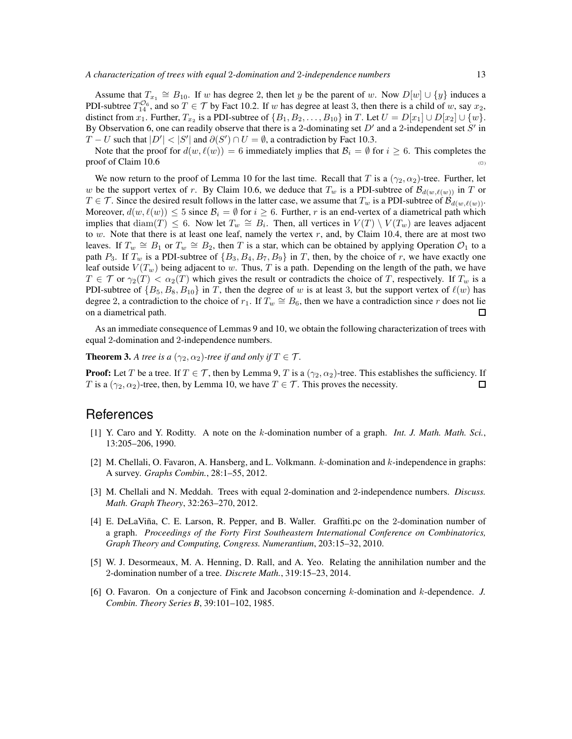Assume that $T_{x_1} \cong B_{10}$. If $w$ has degree 2, then let $y$ be the parent of $w$. Now $D[w] \cup \{y\}$ induces a PDI-subtree $T_{14}^{\mathcal{O}_6}$, and so $T \in \mathcal{T}$ by Fact 10.2. If $w$ has degree at least 3, then there is a child of $w$, say $x_2$, distinct from $x_1$. Further, $T_{x_2}$ is a PDI-subtree of $\{B_1, B_2, \ldots, B_{10}\}$ in $T$. Let $U = D[x_1] \cup D[x_2] \cup \{w\}$. By Observation 6, one can readily observe that there is a 2-dominating set $D'$ and a 2-independent set $S'$ in $T - U$ such that $|D'| < |S'|$ and $\partial(S') \cap U = \emptyset$, a contradiction by Fact 10.3.

Note that the proof for $d(w, \ell(w)) = 6$ immediately implies that $\mathcal{B}_i = \emptyset$ for $i \geq 6$. This completes the proof of Claim 10.6 (□)

We now return to the proof of Lemma 10 for the last time. Recall that $T$ is a $(\gamma_2, \alpha_2)$-tree. Further, let $w$ be the support vertex of $r$. By Claim 10.6, we deduce that $T_w$ is a PDI-subtree of $\mathcal{B}_{d(w,\ell(w))}$ in $T$ or $T \in \mathcal{T}$. Since the desired result follows in the latter case, we assume that $T_w$ is a PDI-subtree of $\mathcal{B}_{d(w,\ell(w))}$. Moreover, $d(w, \ell(w)) \leq 5$ since $\mathcal{B}_i = \emptyset$ for $i \geq 6$. Further, $r$ is an end-vertex of a diametrical path which implies that $\operatorname{diam}(T) \leq 6$. Now let $T_w \cong B_i$. Then, all vertices in $V(T) \setminus V(T_w)$ are leaves adjacent to $w$. Note that there is at least one leaf, namely the vertex $r$, and, by Claim 10.4, there are at most two leaves. If $T_w \cong B_1$ or $T_w \cong B_2$, then $T$ is a star, which can be obtained by applying Operation $\mathcal{O}_1$ to a path $P_3$. If $T_w$ is a PDI-subtree of $\{B_3, B_4, B_7, B_9\}$ in $T$, then, by the choice of $r$, we have exactly one leaf outside $V(T_w)$ being adjacent to $w$. Thus, $T$ is a path. Depending on the length of the path, we have $T \in \mathcal{T}$ or $\gamma_2(T) < \alpha_2(T)$ which gives the result or contradicts the choice of $T$, respectively. If $T_w$ is a PDI-subtree of $\{B_5, B_8, B_{10}\}$ in $T$, then the degree of $w$ is at least 3, but the support vertex of $\ell(w)$ has degree 2, a contradiction to the choice of $r_1$. If $T_w \cong B_6$, then we have a contradiction since $r$ does not lie on a diametrical path. □

As an immediate consequence of Lemmas 9 and 10, we obtain the following characterization of trees with equal 2-domination and 2-independence numbers.

**Theorem 3.** *A tree is a $(\gamma_2, \alpha_2)$-tree if and only if $T \in \mathcal{T}$.*

**Proof:** Let $T$ be a tree. If $T \in \mathcal{T}$, then by Lemma 9, $T$ is a $(\gamma_2, \alpha_2)$-tree. This establishes the sufficiency. If $T$ is a $(\gamma_2, \alpha_2)$-tree, then, by Lemma 10, we have $T \in \mathcal{T}$. This proves the necessity. □

# References

[1] Y. Caro and Y. Roditty. A note on the $k$-domination number of a graph. *Int. J. Math. Math. Sci.*, 13:205–206, 1990.

[2] M. Chellali, O. Favaron, A. Hansberg, and L. Volkmann. $k$-domination and $k$-independence in graphs: A survey. *Graphs Combin.*, 28:1–55, 2012.

[3] M. Chellali and N. Meddah. Trees with equal 2-domination and 2-independence numbers. *Discuss. Math. Graph Theory*, 32:263–270, 2012.

[4] E. DeLaViña, C. E. Larson, R. Pepper, and B. Waller. Graffiti.pc on the 2-domination number of a graph. *Proceedings of the Forty First Southeastern International Conference on Combinatorics, Graph Theory and Computing, Congress. Numerantium*, 203:15–32, 2010.

[5] W. J. Desormeaux, M. A. Henning, D. Rall, and A. Yeo. Relating the annihilation number and the 2-domination number of a tree. *Discrete Math.*, 319:15–23, 2014.

[6] O. Favaron. On a conjecture of Fink and Jacobson concerning $k$-domination and $k$-dependence. *J. Combin. Theory Series B*, 39:101–102, 1985.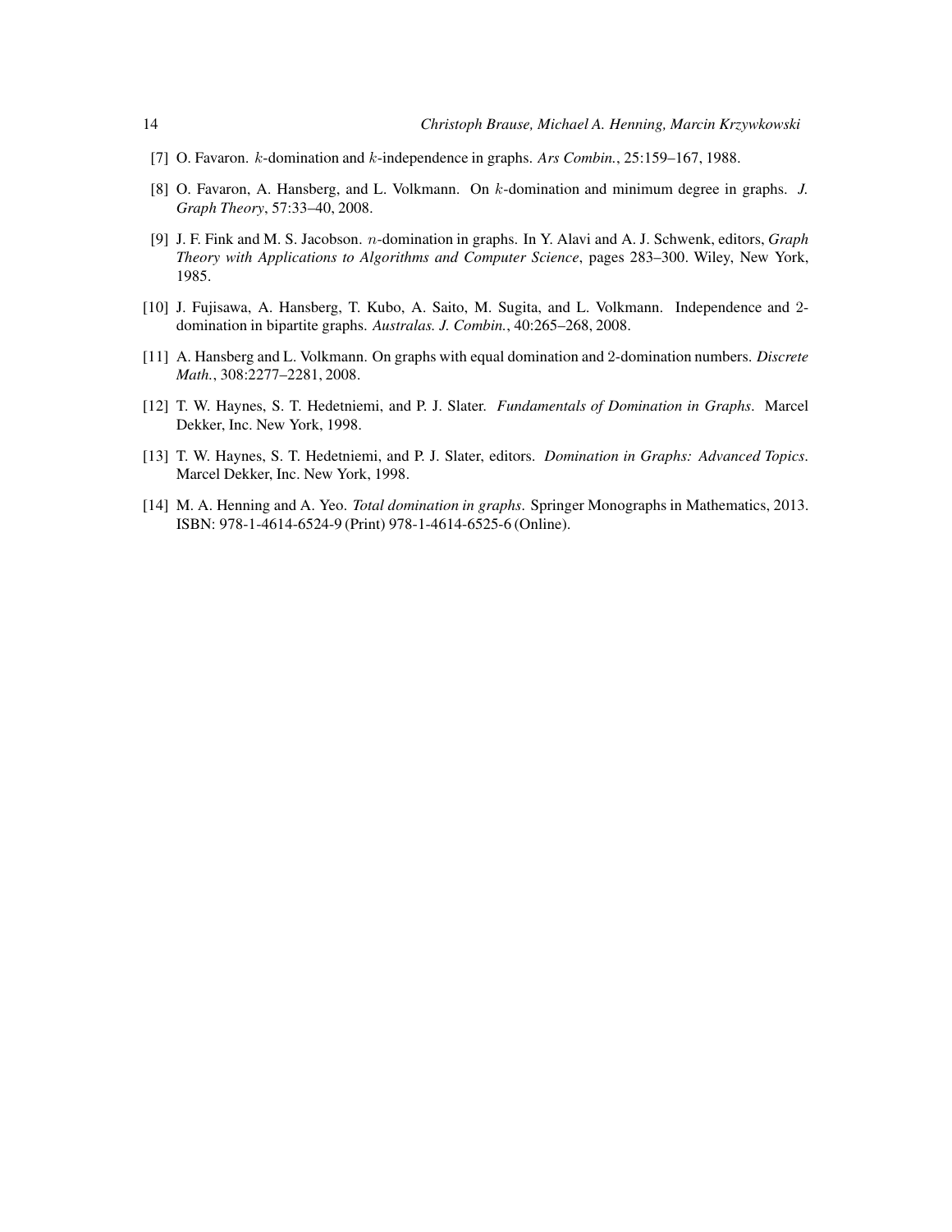[7] O. Favaron. $k$-domination and $k$-independence in graphs. *Ars Combin.*, 25:159–167, 1988.

[8] O. Favaron, A. Hansberg, and L. Volkmann. On $k$-domination and minimum degree in graphs. *J. Graph Theory*, 57:33–40, 2008.

[9] J. F. Fink and M. S. Jacobson. $n$-domination in graphs. In Y. Alavi and A. J. Schwenk, editors, *Graph Theory with Applications to Algorithms and Computer Science*, pages 283–300. Wiley, New York, 1985.

[10] J. Fujisawa, A. Hansberg, T. Kubo, A. Saito, M. Sugita, and L. Volkmann. Independence and 2-domination in bipartite graphs. *Australas. J. Combin.*, 40:265–268, 2008.

[11] A. Hansberg and L. Volkmann. On graphs with equal domination and 2-domination numbers. *Discrete Math.*, 308:2277–2281, 2008.

[12] T. W. Haynes, S. T. Hedetniemi, and P. J. Slater. *Fundamentals of Domination in Graphs*. Marcel Dekker, Inc. New York, 1998.

[13] T. W. Haynes, S. T. Hedetniemi, and P. J. Slater, editors. *Domination in Graphs: Advanced Topics*. Marcel Dekker, Inc. New York, 1998.

[14] M. A. Henning and A. Yeo. *Total domination in graphs*. Springer Monographs in Mathematics, 2013. ISBN: 978-1-4614-6524-9 (Print) 978-1-4614-6525-6 (Online).